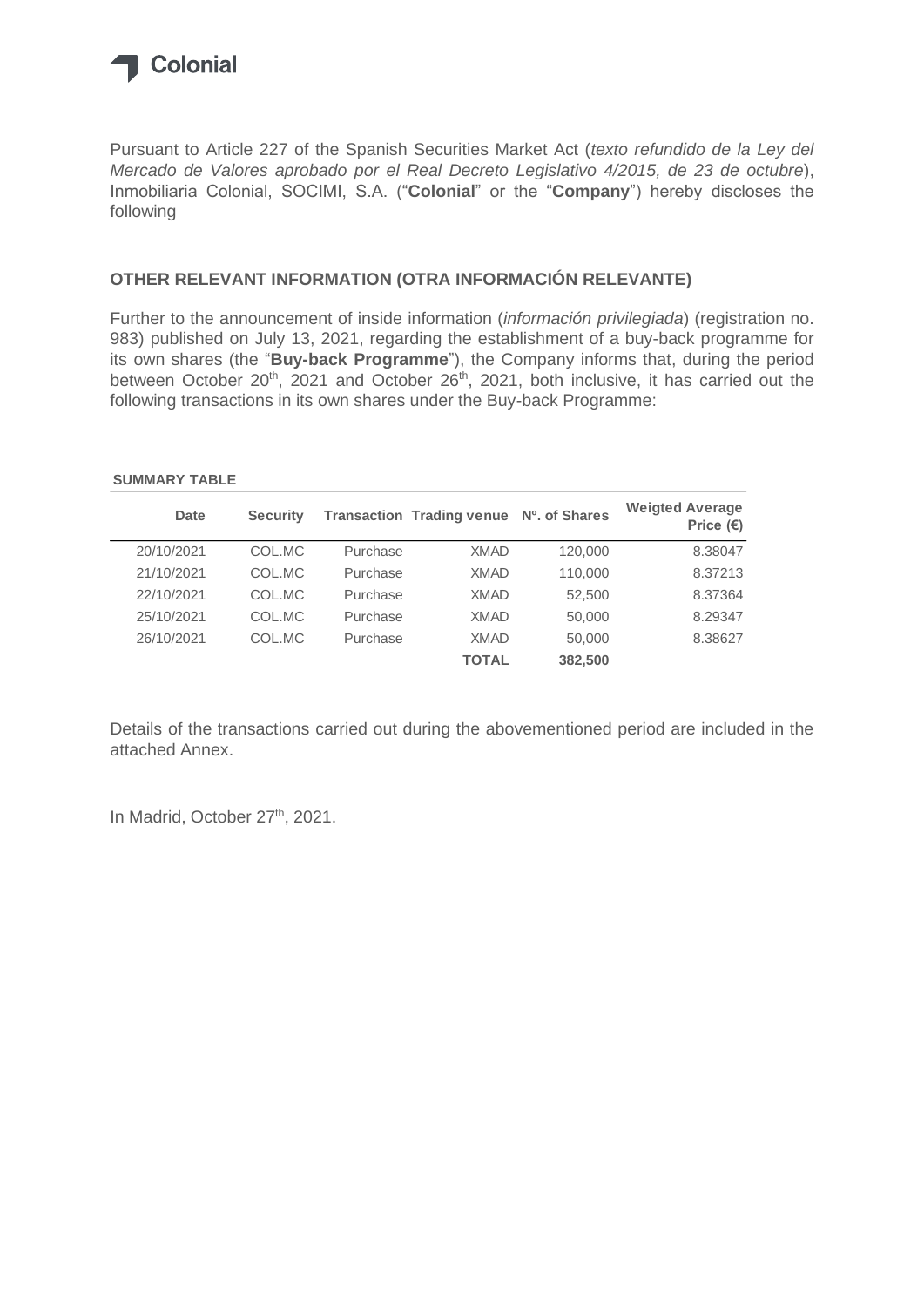Colonial

Pursuant to Article 227 of the Spanish Securities Market Act (*texto refundido de la Ley del Mercado de Valores aprobado por el Real Decreto Legislativo 4/2015, de 23 de octubre*), Inmobiliaria Colonial, SOCIMI, S.A. ("**Colonial**" or the "**Company**") hereby discloses the following

## OTHER RELEVANT INFORMATION (OTRA INFORMACIÓN RELEVANTE)

Further to the announcement of inside information (*información privilegiada*) (registration no. 983) published on July 13, 2021, regarding the establishment of a buy-back programme for its own shares (the "**Buy-back Programme**"), the Company informs that, during the period between October 20th, 2021 and October 26th, 2021, both inclusive, it has carried out the following transactions in its own shares under the Buy-back Programme:

**SUMMARY TABLE**

| Date | Security | Transaction | Trading venue | Nº. of Shares | Weigted Average Price (€) |
|---|---|---|---|---|---|
| 20/10/2021 | COL.MC | Purchase | XMAD | 120,000 | 8.38047 |
| 21/10/2021 | COL.MC | Purchase | XMAD | 110,000 | 8.37213 |
| 22/10/2021 | COL.MC | Purchase | XMAD | 52,500 | 8.37364 |
| 25/10/2021 | COL.MC | Purchase | XMAD | 50,000 | 8.29347 |
| 26/10/2021 | COL.MC | Purchase | XMAD | 50,000 | 8.38627 |
| | | | **TOTAL** | **382,500** | |

Details of the transactions carried out during the abovementioned period are included in the attached Annex.

In Madrid, October 27th, 2021.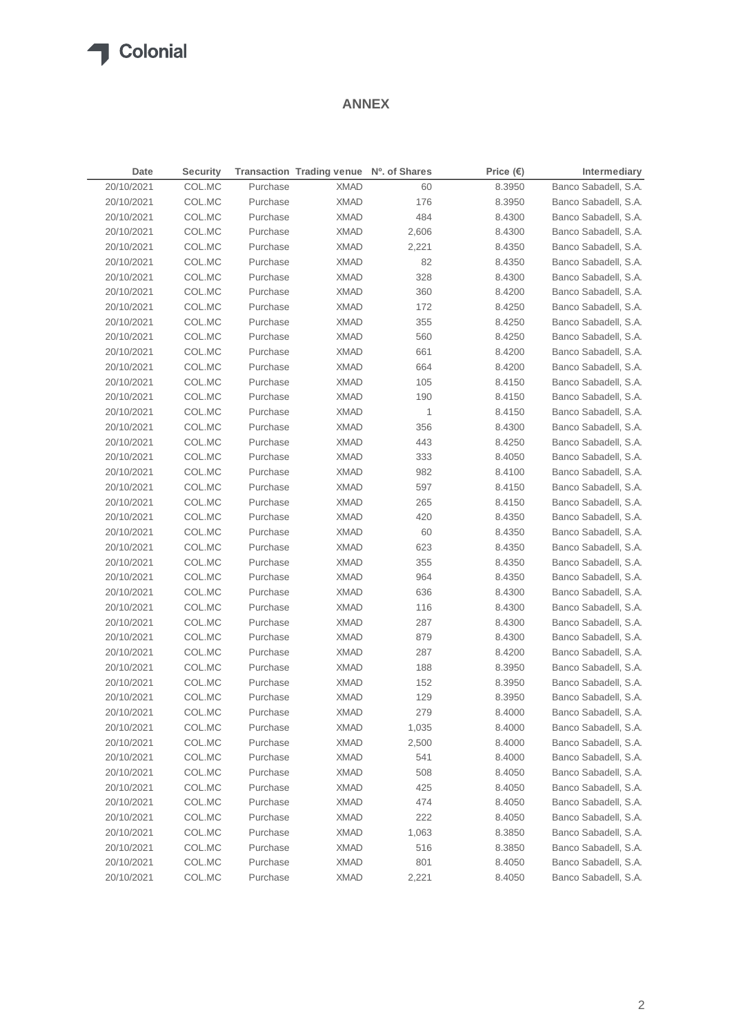Colonial

## ANNEX

| Date | Security | Transaction | Trading venue | Nº. of Shares | Price (€) | Intermediary |
|---|---|---|---|---|---|---|
| 20/10/2021 | COL.MC | Purchase | XMAD | 60 | 8.3950 | Banco Sabadell, S.A. |
| 20/10/2021 | COL.MC | Purchase | XMAD | 176 | 8.3950 | Banco Sabadell, S.A. |
| 20/10/2021 | COL.MC | Purchase | XMAD | 484 | 8.4300 | Banco Sabadell, S.A. |
| 20/10/2021 | COL.MC | Purchase | XMAD | 2,606 | 8.4300 | Banco Sabadell, S.A. |
| 20/10/2021 | COL.MC | Purchase | XMAD | 2,221 | 8.4350 | Banco Sabadell, S.A. |
| 20/10/2021 | COL.MC | Purchase | XMAD | 82 | 8.4350 | Banco Sabadell, S.A. |
| 20/10/2021 | COL.MC | Purchase | XMAD | 328 | 8.4300 | Banco Sabadell, S.A. |
| 20/10/2021 | COL.MC | Purchase | XMAD | 360 | 8.4200 | Banco Sabadell, S.A. |
| 20/10/2021 | COL.MC | Purchase | XMAD | 172 | 8.4250 | Banco Sabadell, S.A. |
| 20/10/2021 | COL.MC | Purchase | XMAD | 355 | 8.4250 | Banco Sabadell, S.A. |
| 20/10/2021 | COL.MC | Purchase | XMAD | 560 | 8.4250 | Banco Sabadell, S.A. |
| 20/10/2021 | COL.MC | Purchase | XMAD | 661 | 8.4200 | Banco Sabadell, S.A. |
| 20/10/2021 | COL.MC | Purchase | XMAD | 664 | 8.4200 | Banco Sabadell, S.A. |
| 20/10/2021 | COL.MC | Purchase | XMAD | 105 | 8.4150 | Banco Sabadell, S.A. |
| 20/10/2021 | COL.MC | Purchase | XMAD | 190 | 8.4150 | Banco Sabadell, S.A. |
| 20/10/2021 | COL.MC | Purchase | XMAD | 1 | 8.4150 | Banco Sabadell, S.A. |
| 20/10/2021 | COL.MC | Purchase | XMAD | 356 | 8.4300 | Banco Sabadell, S.A. |
| 20/10/2021 | COL.MC | Purchase | XMAD | 443 | 8.4250 | Banco Sabadell, S.A. |
| 20/10/2021 | COL.MC | Purchase | XMAD | 333 | 8.4050 | Banco Sabadell, S.A. |
| 20/10/2021 | COL.MC | Purchase | XMAD | 982 | 8.4100 | Banco Sabadell, S.A. |
| 20/10/2021 | COL.MC | Purchase | XMAD | 597 | 8.4150 | Banco Sabadell, S.A. |
| 20/10/2021 | COL.MC | Purchase | XMAD | 265 | 8.4150 | Banco Sabadell, S.A. |
| 20/10/2021 | COL.MC | Purchase | XMAD | 420 | 8.4350 | Banco Sabadell, S.A. |
| 20/10/2021 | COL.MC | Purchase | XMAD | 60 | 8.4350 | Banco Sabadell, S.A. |
| 20/10/2021 | COL.MC | Purchase | XMAD | 623 | 8.4350 | Banco Sabadell, S.A. |
| 20/10/2021 | COL.MC | Purchase | XMAD | 355 | 8.4350 | Banco Sabadell, S.A. |
| 20/10/2021 | COL.MC | Purchase | XMAD | 964 | 8.4350 | Banco Sabadell, S.A. |
| 20/10/2021 | COL.MC | Purchase | XMAD | 636 | 8.4300 | Banco Sabadell, S.A. |
| 20/10/2021 | COL.MC | Purchase | XMAD | 116 | 8.4300 | Banco Sabadell, S.A. |
| 20/10/2021 | COL.MC | Purchase | XMAD | 287 | 8.4300 | Banco Sabadell, S.A. |
| 20/10/2021 | COL.MC | Purchase | XMAD | 879 | 8.4300 | Banco Sabadell, S.A. |
| 20/10/2021 | COL.MC | Purchase | XMAD | 287 | 8.4200 | Banco Sabadell, S.A. |
| 20/10/2021 | COL.MC | Purchase | XMAD | 188 | 8.3950 | Banco Sabadell, S.A. |
| 20/10/2021 | COL.MC | Purchase | XMAD | 152 | 8.3950 | Banco Sabadell, S.A. |
| 20/10/2021 | COL.MC | Purchase | XMAD | 129 | 8.3950 | Banco Sabadell, S.A. |
| 20/10/2021 | COL.MC | Purchase | XMAD | 279 | 8.4000 | Banco Sabadell, S.A. |
| 20/10/2021 | COL.MC | Purchase | XMAD | 1,035 | 8.4000 | Banco Sabadell, S.A. |
| 20/10/2021 | COL.MC | Purchase | XMAD | 2,500 | 8.4000 | Banco Sabadell, S.A. |
| 20/10/2021 | COL.MC | Purchase | XMAD | 541 | 8.4000 | Banco Sabadell, S.A. |
| 20/10/2021 | COL.MC | Purchase | XMAD | 508 | 8.4050 | Banco Sabadell, S.A. |
| 20/10/2021 | COL.MC | Purchase | XMAD | 425 | 8.4050 | Banco Sabadell, S.A. |
| 20/10/2021 | COL.MC | Purchase | XMAD | 474 | 8.4050 | Banco Sabadell, S.A. |
| 20/10/2021 | COL.MC | Purchase | XMAD | 222 | 8.4050 | Banco Sabadell, S.A. |
| 20/10/2021 | COL.MC | Purchase | XMAD | 1,063 | 8.3850 | Banco Sabadell, S.A. |
| 20/10/2021 | COL.MC | Purchase | XMAD | 516 | 8.3850 | Banco Sabadell, S.A. |
| 20/10/2021 | COL.MC | Purchase | XMAD | 801 | 8.4050 | Banco Sabadell, S.A. |
| 20/10/2021 | COL.MC | Purchase | XMAD | 2,221 | 8.4050 | Banco Sabadell, S.A. |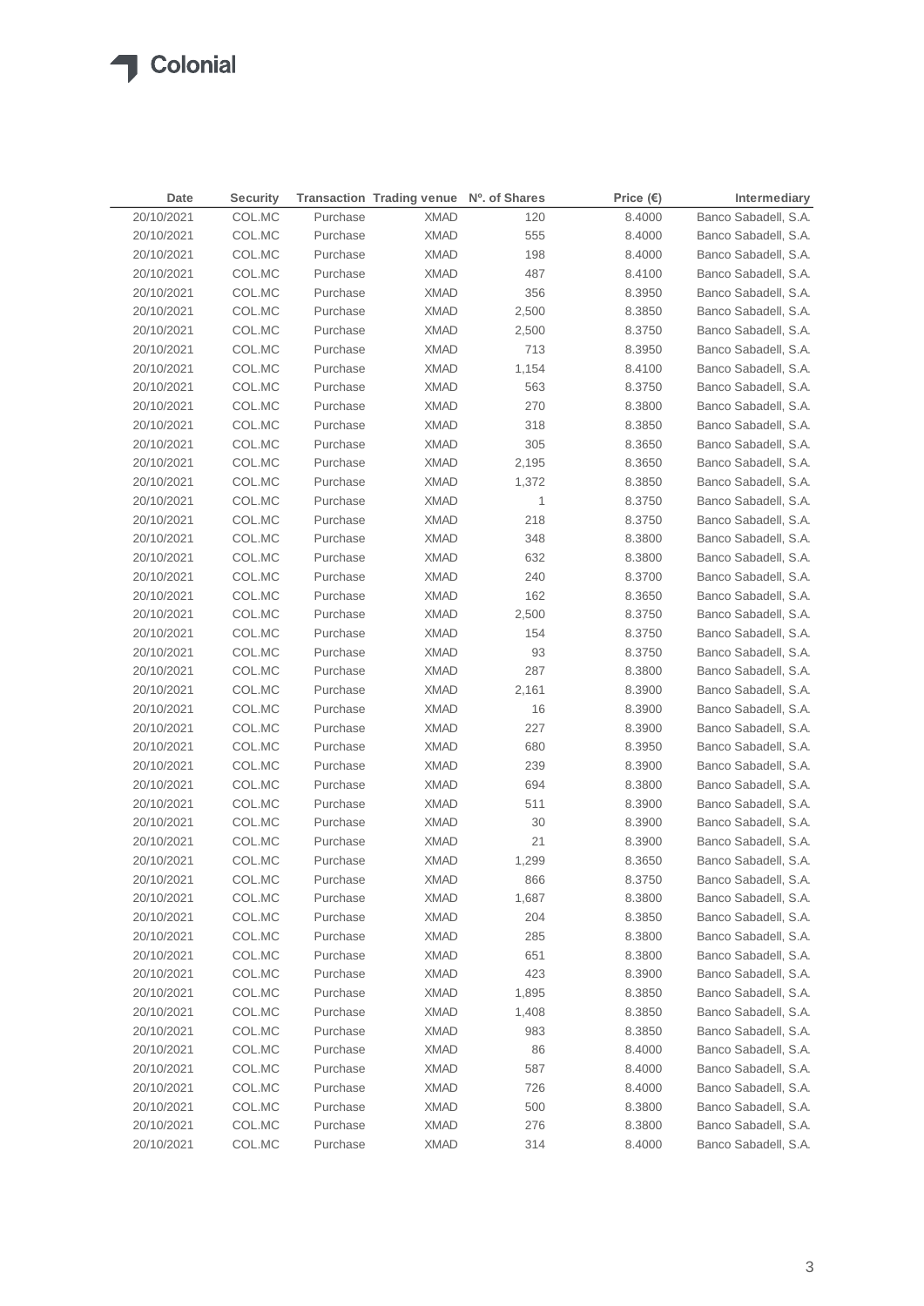| Date | Security | Transaction | Trading venue | Nº. of Shares | Price (€) | Intermediary |
|---|---|---|---|---|---|---|
| 20/10/2021 | COL.MC | Purchase | XMAD | 120 | 8.4000 | Banco Sabadell, S.A. |
| 20/10/2021 | COL.MC | Purchase | XMAD | 555 | 8.4000 | Banco Sabadell, S.A. |
| 20/10/2021 | COL.MC | Purchase | XMAD | 198 | 8.4000 | Banco Sabadell, S.A. |
| 20/10/2021 | COL.MC | Purchase | XMAD | 487 | 8.4100 | Banco Sabadell, S.A. |
| 20/10/2021 | COL.MC | Purchase | XMAD | 356 | 8.3950 | Banco Sabadell, S.A. |
| 20/10/2021 | COL.MC | Purchase | XMAD | 2,500 | 8.3850 | Banco Sabadell, S.A. |
| 20/10/2021 | COL.MC | Purchase | XMAD | 2,500 | 8.3750 | Banco Sabadell, S.A. |
| 20/10/2021 | COL.MC | Purchase | XMAD | 713 | 8.3950 | Banco Sabadell, S.A. |
| 20/10/2021 | COL.MC | Purchase | XMAD | 1,154 | 8.4100 | Banco Sabadell, S.A. |
| 20/10/2021 | COL.MC | Purchase | XMAD | 563 | 8.3750 | Banco Sabadell, S.A. |
| 20/10/2021 | COL.MC | Purchase | XMAD | 270 | 8.3800 | Banco Sabadell, S.A. |
| 20/10/2021 | COL.MC | Purchase | XMAD | 318 | 8.3850 | Banco Sabadell, S.A. |
| 20/10/2021 | COL.MC | Purchase | XMAD | 305 | 8.3650 | Banco Sabadell, S.A. |
| 20/10/2021 | COL.MC | Purchase | XMAD | 2,195 | 8.3650 | Banco Sabadell, S.A. |
| 20/10/2021 | COL.MC | Purchase | XMAD | 1,372 | 8.3850 | Banco Sabadell, S.A. |
| 20/10/2021 | COL.MC | Purchase | XMAD | 1 | 8.3750 | Banco Sabadell, S.A. |
| 20/10/2021 | COL.MC | Purchase | XMAD | 218 | 8.3750 | Banco Sabadell, S.A. |
| 20/10/2021 | COL.MC | Purchase | XMAD | 348 | 8.3800 | Banco Sabadell, S.A. |
| 20/10/2021 | COL.MC | Purchase | XMAD | 632 | 8.3800 | Banco Sabadell, S.A. |
| 20/10/2021 | COL.MC | Purchase | XMAD | 240 | 8.3700 | Banco Sabadell, S.A. |
| 20/10/2021 | COL.MC | Purchase | XMAD | 162 | 8.3650 | Banco Sabadell, S.A. |
| 20/10/2021 | COL.MC | Purchase | XMAD | 2,500 | 8.3750 | Banco Sabadell, S.A. |
| 20/10/2021 | COL.MC | Purchase | XMAD | 154 | 8.3750 | Banco Sabadell, S.A. |
| 20/10/2021 | COL.MC | Purchase | XMAD | 93 | 8.3750 | Banco Sabadell, S.A. |
| 20/10/2021 | COL.MC | Purchase | XMAD | 287 | 8.3800 | Banco Sabadell, S.A. |
| 20/10/2021 | COL.MC | Purchase | XMAD | 2,161 | 8.3900 | Banco Sabadell, S.A. |
| 20/10/2021 | COL.MC | Purchase | XMAD | 16 | 8.3900 | Banco Sabadell, S.A. |
| 20/10/2021 | COL.MC | Purchase | XMAD | 227 | 8.3900 | Banco Sabadell, S.A. |
| 20/10/2021 | COL.MC | Purchase | XMAD | 680 | 8.3950 | Banco Sabadell, S.A. |
| 20/10/2021 | COL.MC | Purchase | XMAD | 239 | 8.3900 | Banco Sabadell, S.A. |
| 20/10/2021 | COL.MC | Purchase | XMAD | 694 | 8.3800 | Banco Sabadell, S.A. |
| 20/10/2021 | COL.MC | Purchase | XMAD | 511 | 8.3900 | Banco Sabadell, S.A. |
| 20/10/2021 | COL.MC | Purchase | XMAD | 30 | 8.3900 | Banco Sabadell, S.A. |
| 20/10/2021 | COL.MC | Purchase | XMAD | 21 | 8.3900 | Banco Sabadell, S.A. |
| 20/10/2021 | COL.MC | Purchase | XMAD | 1,299 | 8.3650 | Banco Sabadell, S.A. |
| 20/10/2021 | COL.MC | Purchase | XMAD | 866 | 8.3750 | Banco Sabadell, S.A. |
| 20/10/2021 | COL.MC | Purchase | XMAD | 1,687 | 8.3800 | Banco Sabadell, S.A. |
| 20/10/2021 | COL.MC | Purchase | XMAD | 204 | 8.3850 | Banco Sabadell, S.A. |
| 20/10/2021 | COL.MC | Purchase | XMAD | 285 | 8.3800 | Banco Sabadell, S.A. |
| 20/10/2021 | COL.MC | Purchase | XMAD | 651 | 8.3800 | Banco Sabadell, S.A. |
| 20/10/2021 | COL.MC | Purchase | XMAD | 423 | 8.3900 | Banco Sabadell, S.A. |
| 20/10/2021 | COL.MC | Purchase | XMAD | 1,895 | 8.3850 | Banco Sabadell, S.A. |
| 20/10/2021 | COL.MC | Purchase | XMAD | 1,408 | 8.3850 | Banco Sabadell, S.A. |
| 20/10/2021 | COL.MC | Purchase | XMAD | 983 | 8.3850 | Banco Sabadell, S.A. |
| 20/10/2021 | COL.MC | Purchase | XMAD | 86 | 8.4000 | Banco Sabadell, S.A. |
| 20/10/2021 | COL.MC | Purchase | XMAD | 587 | 8.4000 | Banco Sabadell, S.A. |
| 20/10/2021 | COL.MC | Purchase | XMAD | 726 | 8.4000 | Banco Sabadell, S.A. |
| 20/10/2021 | COL.MC | Purchase | XMAD | 500 | 8.3800 | Banco Sabadell, S.A. |
| 20/10/2021 | COL.MC | Purchase | XMAD | 276 | 8.3800 | Banco Sabadell, S.A. |
| 20/10/2021 | COL.MC | Purchase | XMAD | 314 | 8.4000 | Banco Sabadell, S.A. |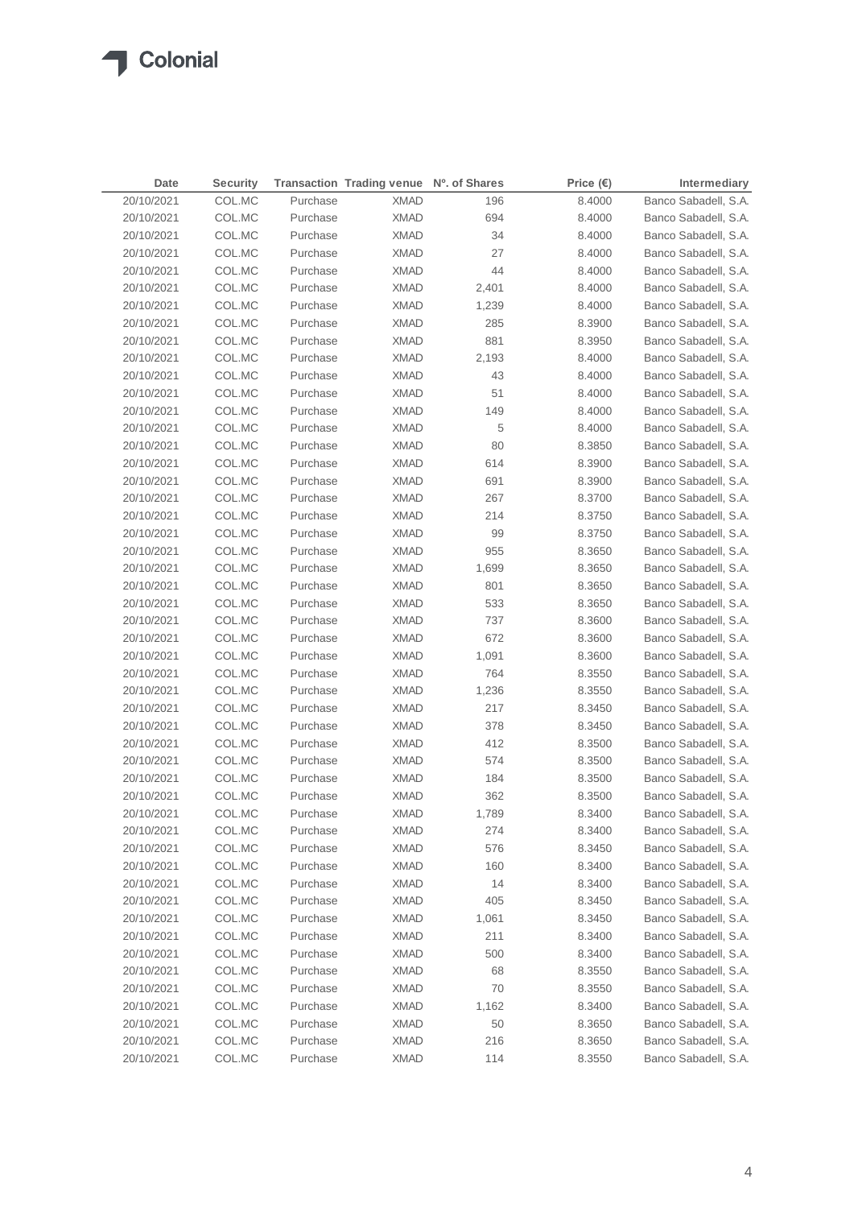| Date | Security | Transaction | Trading venue | Nº. of Shares | Price (€) | Intermediary |
|---|---|---|---|---|---|---|
| 20/10/2021 | COL.MC | Purchase | XMAD | 196 | 8.4000 | Banco Sabadell, S.A. |
| 20/10/2021 | COL.MC | Purchase | XMAD | 694 | 8.4000 | Banco Sabadell, S.A. |
| 20/10/2021 | COL.MC | Purchase | XMAD | 34 | 8.4000 | Banco Sabadell, S.A. |
| 20/10/2021 | COL.MC | Purchase | XMAD | 27 | 8.4000 | Banco Sabadell, S.A. |
| 20/10/2021 | COL.MC | Purchase | XMAD | 44 | 8.4000 | Banco Sabadell, S.A. |
| 20/10/2021 | COL.MC | Purchase | XMAD | 2,401 | 8.4000 | Banco Sabadell, S.A. |
| 20/10/2021 | COL.MC | Purchase | XMAD | 1,239 | 8.4000 | Banco Sabadell, S.A. |
| 20/10/2021 | COL.MC | Purchase | XMAD | 285 | 8.3900 | Banco Sabadell, S.A. |
| 20/10/2021 | COL.MC | Purchase | XMAD | 881 | 8.3950 | Banco Sabadell, S.A. |
| 20/10/2021 | COL.MC | Purchase | XMAD | 2,193 | 8.4000 | Banco Sabadell, S.A. |
| 20/10/2021 | COL.MC | Purchase | XMAD | 43 | 8.4000 | Banco Sabadell, S.A. |
| 20/10/2021 | COL.MC | Purchase | XMAD | 51 | 8.4000 | Banco Sabadell, S.A. |
| 20/10/2021 | COL.MC | Purchase | XMAD | 149 | 8.4000 | Banco Sabadell, S.A. |
| 20/10/2021 | COL.MC | Purchase | XMAD | 5 | 8.4000 | Banco Sabadell, S.A. |
| 20/10/2021 | COL.MC | Purchase | XMAD | 80 | 8.3850 | Banco Sabadell, S.A. |
| 20/10/2021 | COL.MC | Purchase | XMAD | 614 | 8.3900 | Banco Sabadell, S.A. |
| 20/10/2021 | COL.MC | Purchase | XMAD | 691 | 8.3900 | Banco Sabadell, S.A. |
| 20/10/2021 | COL.MC | Purchase | XMAD | 267 | 8.3700 | Banco Sabadell, S.A. |
| 20/10/2021 | COL.MC | Purchase | XMAD | 214 | 8.3750 | Banco Sabadell, S.A. |
| 20/10/2021 | COL.MC | Purchase | XMAD | 99 | 8.3750 | Banco Sabadell, S.A. |
| 20/10/2021 | COL.MC | Purchase | XMAD | 955 | 8.3650 | Banco Sabadell, S.A. |
| 20/10/2021 | COL.MC | Purchase | XMAD | 1,699 | 8.3650 | Banco Sabadell, S.A. |
| 20/10/2021 | COL.MC | Purchase | XMAD | 801 | 8.3650 | Banco Sabadell, S.A. |
| 20/10/2021 | COL.MC | Purchase | XMAD | 533 | 8.3650 | Banco Sabadell, S.A. |
| 20/10/2021 | COL.MC | Purchase | XMAD | 737 | 8.3600 | Banco Sabadell, S.A. |
| 20/10/2021 | COL.MC | Purchase | XMAD | 672 | 8.3600 | Banco Sabadell, S.A. |
| 20/10/2021 | COL.MC | Purchase | XMAD | 1,091 | 8.3600 | Banco Sabadell, S.A. |
| 20/10/2021 | COL.MC | Purchase | XMAD | 764 | 8.3550 | Banco Sabadell, S.A. |
| 20/10/2021 | COL.MC | Purchase | XMAD | 1,236 | 8.3550 | Banco Sabadell, S.A. |
| 20/10/2021 | COL.MC | Purchase | XMAD | 217 | 8.3450 | Banco Sabadell, S.A. |
| 20/10/2021 | COL.MC | Purchase | XMAD | 378 | 8.3450 | Banco Sabadell, S.A. |
| 20/10/2021 | COL.MC | Purchase | XMAD | 412 | 8.3500 | Banco Sabadell, S.A. |
| 20/10/2021 | COL.MC | Purchase | XMAD | 574 | 8.3500 | Banco Sabadell, S.A. |
| 20/10/2021 | COL.MC | Purchase | XMAD | 184 | 8.3500 | Banco Sabadell, S.A. |
| 20/10/2021 | COL.MC | Purchase | XMAD | 362 | 8.3500 | Banco Sabadell, S.A. |
| 20/10/2021 | COL.MC | Purchase | XMAD | 1,789 | 8.3400 | Banco Sabadell, S.A. |
| 20/10/2021 | COL.MC | Purchase | XMAD | 274 | 8.3400 | Banco Sabadell, S.A. |
| 20/10/2021 | COL.MC | Purchase | XMAD | 576 | 8.3450 | Banco Sabadell, S.A. |
| 20/10/2021 | COL.MC | Purchase | XMAD | 160 | 8.3400 | Banco Sabadell, S.A. |
| 20/10/2021 | COL.MC | Purchase | XMAD | 14 | 8.3400 | Banco Sabadell, S.A. |
| 20/10/2021 | COL.MC | Purchase | XMAD | 405 | 8.3450 | Banco Sabadell, S.A. |
| 20/10/2021 | COL.MC | Purchase | XMAD | 1,061 | 8.3450 | Banco Sabadell, S.A. |
| 20/10/2021 | COL.MC | Purchase | XMAD | 211 | 8.3400 | Banco Sabadell, S.A. |
| 20/10/2021 | COL.MC | Purchase | XMAD | 500 | 8.3400 | Banco Sabadell, S.A. |
| 20/10/2021 | COL.MC | Purchase | XMAD | 68 | 8.3550 | Banco Sabadell, S.A. |
| 20/10/2021 | COL.MC | Purchase | XMAD | 70 | 8.3550 | Banco Sabadell, S.A. |
| 20/10/2021 | COL.MC | Purchase | XMAD | 1,162 | 8.3400 | Banco Sabadell, S.A. |
| 20/10/2021 | COL.MC | Purchase | XMAD | 50 | 8.3650 | Banco Sabadell, S.A. |
| 20/10/2021 | COL.MC | Purchase | XMAD | 216 | 8.3650 | Banco Sabadell, S.A. |
| 20/10/2021 | COL.MC | Purchase | XMAD | 114 | 8.3550 | Banco Sabadell, S.A. |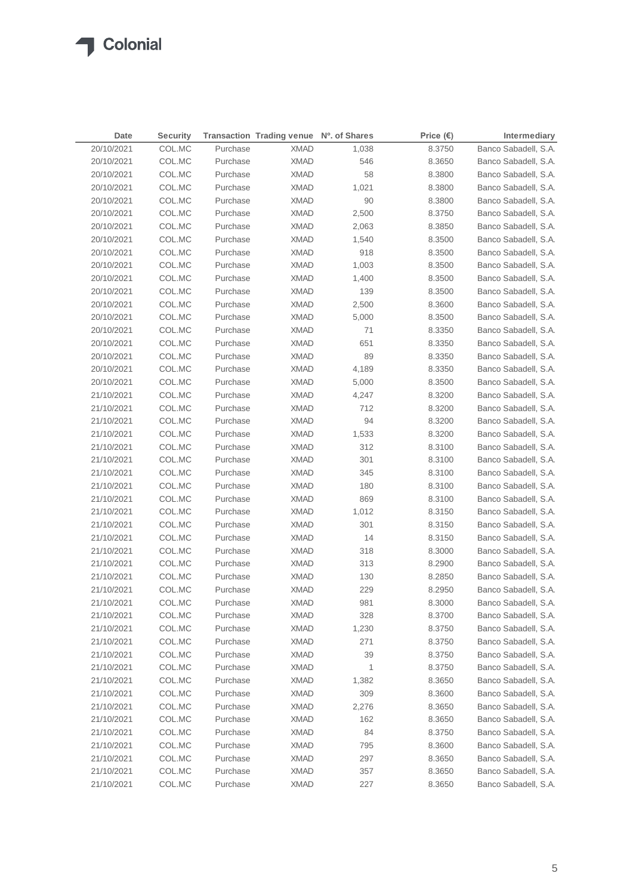| Date | Security | Transaction | Trading venue | Nº. of Shares | Price (€) | Intermediary |
|---|---|---|---|---|---|---|
| 20/10/2021 | COL.MC | Purchase | XMAD | 1,038 | 8.3750 | Banco Sabadell, S.A. |
| 20/10/2021 | COL.MC | Purchase | XMAD | 546 | 8.3650 | Banco Sabadell, S.A. |
| 20/10/2021 | COL.MC | Purchase | XMAD | 58 | 8.3800 | Banco Sabadell, S.A. |
| 20/10/2021 | COL.MC | Purchase | XMAD | 1,021 | 8.3800 | Banco Sabadell, S.A. |
| 20/10/2021 | COL.MC | Purchase | XMAD | 90 | 8.3800 | Banco Sabadell, S.A. |
| 20/10/2021 | COL.MC | Purchase | XMAD | 2,500 | 8.3750 | Banco Sabadell, S.A. |
| 20/10/2021 | COL.MC | Purchase | XMAD | 2,063 | 8.3850 | Banco Sabadell, S.A. |
| 20/10/2021 | COL.MC | Purchase | XMAD | 1,540 | 8.3500 | Banco Sabadell, S.A. |
| 20/10/2021 | COL.MC | Purchase | XMAD | 918 | 8.3500 | Banco Sabadell, S.A. |
| 20/10/2021 | COL.MC | Purchase | XMAD | 1,003 | 8.3500 | Banco Sabadell, S.A. |
| 20/10/2021 | COL.MC | Purchase | XMAD | 1,400 | 8.3500 | Banco Sabadell, S.A. |
| 20/10/2021 | COL.MC | Purchase | XMAD | 139 | 8.3500 | Banco Sabadell, S.A. |
| 20/10/2021 | COL.MC | Purchase | XMAD | 2,500 | 8.3600 | Banco Sabadell, S.A. |
| 20/10/2021 | COL.MC | Purchase | XMAD | 5,000 | 8.3500 | Banco Sabadell, S.A. |
| 20/10/2021 | COL.MC | Purchase | XMAD | 71 | 8.3350 | Banco Sabadell, S.A. |
| 20/10/2021 | COL.MC | Purchase | XMAD | 651 | 8.3350 | Banco Sabadell, S.A. |
| 20/10/2021 | COL.MC | Purchase | XMAD | 89 | 8.3350 | Banco Sabadell, S.A. |
| 20/10/2021 | COL.MC | Purchase | XMAD | 4,189 | 8.3350 | Banco Sabadell, S.A. |
| 20/10/2021 | COL.MC | Purchase | XMAD | 5,000 | 8.3500 | Banco Sabadell, S.A. |
| 21/10/2021 | COL.MC | Purchase | XMAD | 4,247 | 8.3200 | Banco Sabadell, S.A. |
| 21/10/2021 | COL.MC | Purchase | XMAD | 712 | 8.3200 | Banco Sabadell, S.A. |
| 21/10/2021 | COL.MC | Purchase | XMAD | 94 | 8.3200 | Banco Sabadell, S.A. |
| 21/10/2021 | COL.MC | Purchase | XMAD | 1,533 | 8.3200 | Banco Sabadell, S.A. |
| 21/10/2021 | COL.MC | Purchase | XMAD | 312 | 8.3100 | Banco Sabadell, S.A. |
| 21/10/2021 | COL.MC | Purchase | XMAD | 301 | 8.3100 | Banco Sabadell, S.A. |
| 21/10/2021 | COL.MC | Purchase | XMAD | 345 | 8.3100 | Banco Sabadell, S.A. |
| 21/10/2021 | COL.MC | Purchase | XMAD | 180 | 8.3100 | Banco Sabadell, S.A. |
| 21/10/2021 | COL.MC | Purchase | XMAD | 869 | 8.3100 | Banco Sabadell, S.A. |
| 21/10/2021 | COL.MC | Purchase | XMAD | 1,012 | 8.3150 | Banco Sabadell, S.A. |
| 21/10/2021 | COL.MC | Purchase | XMAD | 301 | 8.3150 | Banco Sabadell, S.A. |
| 21/10/2021 | COL.MC | Purchase | XMAD | 14 | 8.3150 | Banco Sabadell, S.A. |
| 21/10/2021 | COL.MC | Purchase | XMAD | 318 | 8.3000 | Banco Sabadell, S.A. |
| 21/10/2021 | COL.MC | Purchase | XMAD | 313 | 8.2900 | Banco Sabadell, S.A. |
| 21/10/2021 | COL.MC | Purchase | XMAD | 130 | 8.2850 | Banco Sabadell, S.A. |
| 21/10/2021 | COL.MC | Purchase | XMAD | 229 | 8.2950 | Banco Sabadell, S.A. |
| 21/10/2021 | COL.MC | Purchase | XMAD | 981 | 8.3000 | Banco Sabadell, S.A. |
| 21/10/2021 | COL.MC | Purchase | XMAD | 328 | 8.3700 | Banco Sabadell, S.A. |
| 21/10/2021 | COL.MC | Purchase | XMAD | 1,230 | 8.3750 | Banco Sabadell, S.A. |
| 21/10/2021 | COL.MC | Purchase | XMAD | 271 | 8.3750 | Banco Sabadell, S.A. |
| 21/10/2021 | COL.MC | Purchase | XMAD | 39 | 8.3750 | Banco Sabadell, S.A. |
| 21/10/2021 | COL.MC | Purchase | XMAD | 1 | 8.3750 | Banco Sabadell, S.A. |
| 21/10/2021 | COL.MC | Purchase | XMAD | 1,382 | 8.3650 | Banco Sabadell, S.A. |
| 21/10/2021 | COL.MC | Purchase | XMAD | 309 | 8.3600 | Banco Sabadell, S.A. |
| 21/10/2021 | COL.MC | Purchase | XMAD | 2,276 | 8.3650 | Banco Sabadell, S.A. |
| 21/10/2021 | COL.MC | Purchase | XMAD | 162 | 8.3650 | Banco Sabadell, S.A. |
| 21/10/2021 | COL.MC | Purchase | XMAD | 84 | 8.3750 | Banco Sabadell, S.A. |
| 21/10/2021 | COL.MC | Purchase | XMAD | 795 | 8.3600 | Banco Sabadell, S.A. |
| 21/10/2021 | COL.MC | Purchase | XMAD | 297 | 8.3650 | Banco Sabadell, S.A. |
| 21/10/2021 | COL.MC | Purchase | XMAD | 357 | 8.3650 | Banco Sabadell, S.A. |
| 21/10/2021 | COL.MC | Purchase | XMAD | 227 | 8.3650 | Banco Sabadell, S.A. |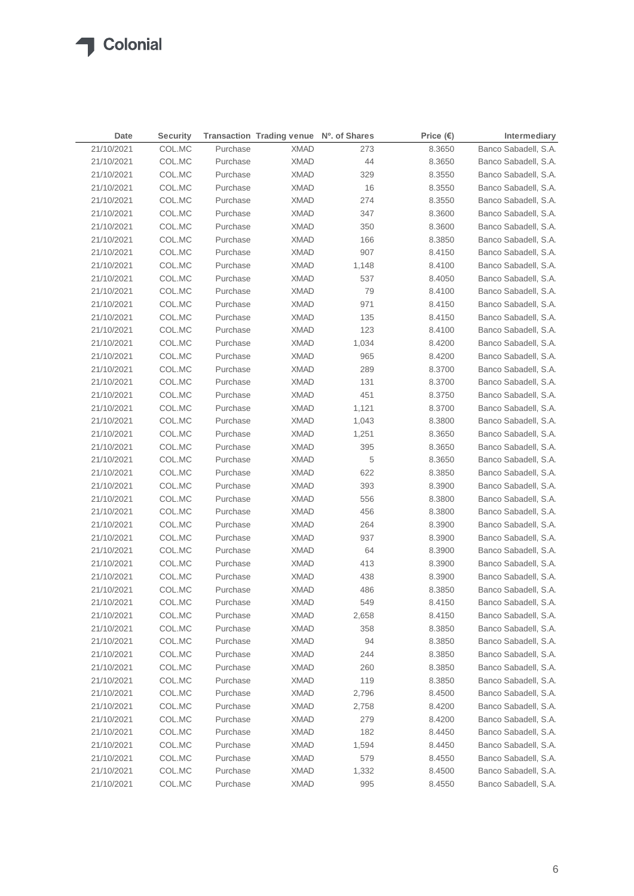| Date | Security | Transaction | Trading venue | Nº. of Shares | Price (€) | Intermediary |
|---|---|---|---|---|---|---|
| 21/10/2021 | COL.MC | Purchase | XMAD | 273 | 8.3650 | Banco Sabadell, S.A. |
| 21/10/2021 | COL.MC | Purchase | XMAD | 44 | 8.3650 | Banco Sabadell, S.A. |
| 21/10/2021 | COL.MC | Purchase | XMAD | 329 | 8.3550 | Banco Sabadell, S.A. |
| 21/10/2021 | COL.MC | Purchase | XMAD | 16 | 8.3550 | Banco Sabadell, S.A. |
| 21/10/2021 | COL.MC | Purchase | XMAD | 274 | 8.3550 | Banco Sabadell, S.A. |
| 21/10/2021 | COL.MC | Purchase | XMAD | 347 | 8.3600 | Banco Sabadell, S.A. |
| 21/10/2021 | COL.MC | Purchase | XMAD | 350 | 8.3600 | Banco Sabadell, S.A. |
| 21/10/2021 | COL.MC | Purchase | XMAD | 166 | 8.3850 | Banco Sabadell, S.A. |
| 21/10/2021 | COL.MC | Purchase | XMAD | 907 | 8.4150 | Banco Sabadell, S.A. |
| 21/10/2021 | COL.MC | Purchase | XMAD | 1,148 | 8.4100 | Banco Sabadell, S.A. |
| 21/10/2021 | COL.MC | Purchase | XMAD | 537 | 8.4050 | Banco Sabadell, S.A. |
| 21/10/2021 | COL.MC | Purchase | XMAD | 79 | 8.4100 | Banco Sabadell, S.A. |
| 21/10/2021 | COL.MC | Purchase | XMAD | 971 | 8.4150 | Banco Sabadell, S.A. |
| 21/10/2021 | COL.MC | Purchase | XMAD | 135 | 8.4150 | Banco Sabadell, S.A. |
| 21/10/2021 | COL.MC | Purchase | XMAD | 123 | 8.4100 | Banco Sabadell, S.A. |
| 21/10/2021 | COL.MC | Purchase | XMAD | 1,034 | 8.4200 | Banco Sabadell, S.A. |
| 21/10/2021 | COL.MC | Purchase | XMAD | 965 | 8.4200 | Banco Sabadell, S.A. |
| 21/10/2021 | COL.MC | Purchase | XMAD | 289 | 8.3700 | Banco Sabadell, S.A. |
| 21/10/2021 | COL.MC | Purchase | XMAD | 131 | 8.3700 | Banco Sabadell, S.A. |
| 21/10/2021 | COL.MC | Purchase | XMAD | 451 | 8.3750 | Banco Sabadell, S.A. |
| 21/10/2021 | COL.MC | Purchase | XMAD | 1,121 | 8.3700 | Banco Sabadell, S.A. |
| 21/10/2021 | COL.MC | Purchase | XMAD | 1,043 | 8.3800 | Banco Sabadell, S.A. |
| 21/10/2021 | COL.MC | Purchase | XMAD | 1,251 | 8.3650 | Banco Sabadell, S.A. |
| 21/10/2021 | COL.MC | Purchase | XMAD | 395 | 8.3650 | Banco Sabadell, S.A. |
| 21/10/2021 | COL.MC | Purchase | XMAD | 5 | 8.3650 | Banco Sabadell, S.A. |
| 21/10/2021 | COL.MC | Purchase | XMAD | 622 | 8.3850 | Banco Sabadell, S.A. |
| 21/10/2021 | COL.MC | Purchase | XMAD | 393 | 8.3900 | Banco Sabadell, S.A. |
| 21/10/2021 | COL.MC | Purchase | XMAD | 556 | 8.3800 | Banco Sabadell, S.A. |
| 21/10/2021 | COL.MC | Purchase | XMAD | 456 | 8.3800 | Banco Sabadell, S.A. |
| 21/10/2021 | COL.MC | Purchase | XMAD | 264 | 8.3900 | Banco Sabadell, S.A. |
| 21/10/2021 | COL.MC | Purchase | XMAD | 937 | 8.3900 | Banco Sabadell, S.A. |
| 21/10/2021 | COL.MC | Purchase | XMAD | 64 | 8.3900 | Banco Sabadell, S.A. |
| 21/10/2021 | COL.MC | Purchase | XMAD | 413 | 8.3900 | Banco Sabadell, S.A. |
| 21/10/2021 | COL.MC | Purchase | XMAD | 438 | 8.3900 | Banco Sabadell, S.A. |
| 21/10/2021 | COL.MC | Purchase | XMAD | 486 | 8.3850 | Banco Sabadell, S.A. |
| 21/10/2021 | COL.MC | Purchase | XMAD | 549 | 8.4150 | Banco Sabadell, S.A. |
| 21/10/2021 | COL.MC | Purchase | XMAD | 2,658 | 8.4150 | Banco Sabadell, S.A. |
| 21/10/2021 | COL.MC | Purchase | XMAD | 358 | 8.3850 | Banco Sabadell, S.A. |
| 21/10/2021 | COL.MC | Purchase | XMAD | 94 | 8.3850 | Banco Sabadell, S.A. |
| 21/10/2021 | COL.MC | Purchase | XMAD | 244 | 8.3850 | Banco Sabadell, S.A. |
| 21/10/2021 | COL.MC | Purchase | XMAD | 260 | 8.3850 | Banco Sabadell, S.A. |
| 21/10/2021 | COL.MC | Purchase | XMAD | 119 | 8.3850 | Banco Sabadell, S.A. |
| 21/10/2021 | COL.MC | Purchase | XMAD | 2,796 | 8.4500 | Banco Sabadell, S.A. |
| 21/10/2021 | COL.MC | Purchase | XMAD | 2,758 | 8.4200 | Banco Sabadell, S.A. |
| 21/10/2021 | COL.MC | Purchase | XMAD | 279 | 8.4200 | Banco Sabadell, S.A. |
| 21/10/2021 | COL.MC | Purchase | XMAD | 182 | 8.4450 | Banco Sabadell, S.A. |
| 21/10/2021 | COL.MC | Purchase | XMAD | 1,594 | 8.4450 | Banco Sabadell, S.A. |
| 21/10/2021 | COL.MC | Purchase | XMAD | 579 | 8.4550 | Banco Sabadell, S.A. |
| 21/10/2021 | COL.MC | Purchase | XMAD | 1,332 | 8.4500 | Banco Sabadell, S.A. |
| 21/10/2021 | COL.MC | Purchase | XMAD | 995 | 8.4550 | Banco Sabadell, S.A. |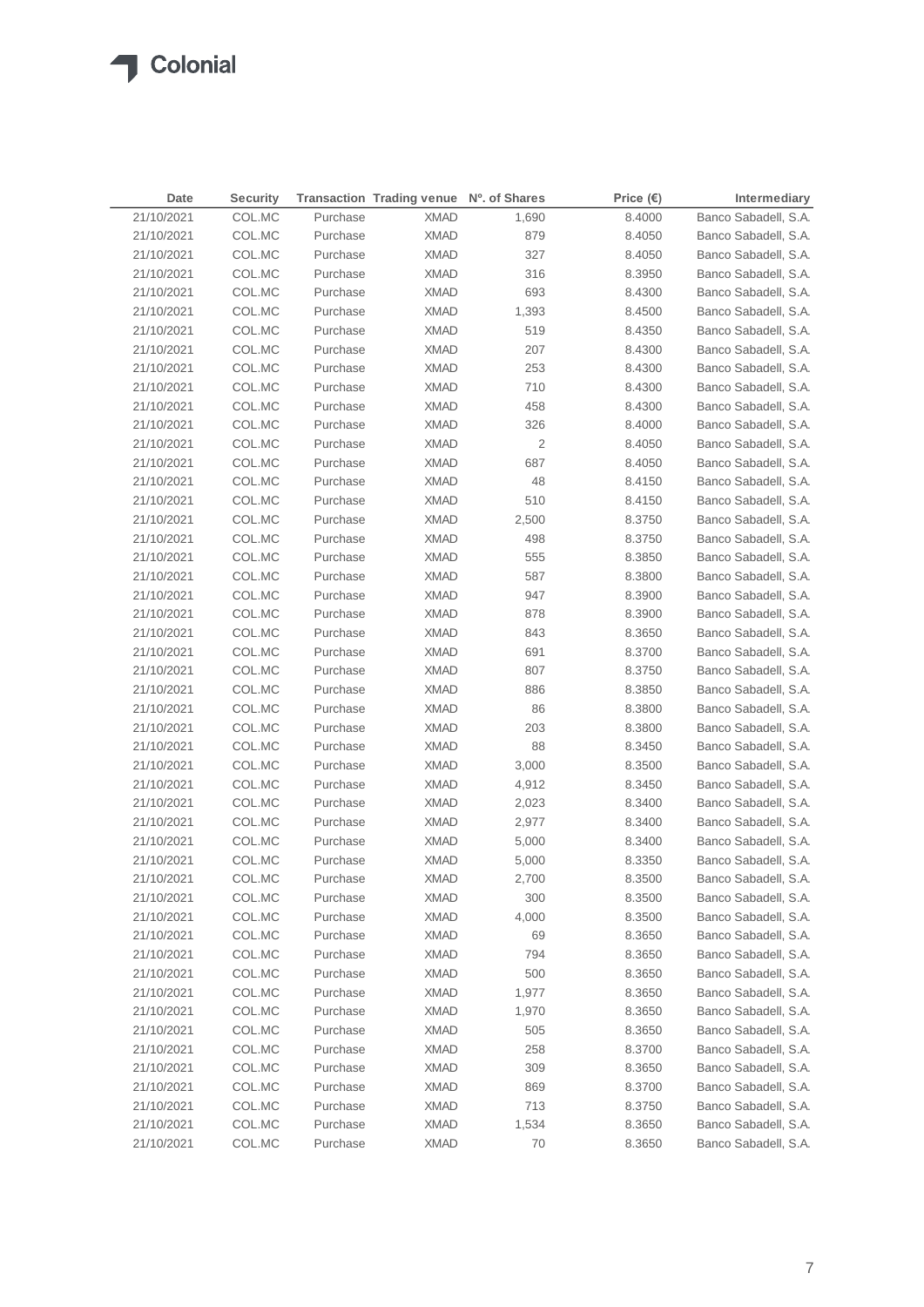| Date | Security | Transaction | Trading venue | Nº. of Shares | Price (€) | Intermediary |
|---|---|---|---|---|---|---|
| 21/10/2021 | COL.MC | Purchase | XMAD | 1,690 | 8.4000 | Banco Sabadell, S.A. |
| 21/10/2021 | COL.MC | Purchase | XMAD | 879 | 8.4050 | Banco Sabadell, S.A. |
| 21/10/2021 | COL.MC | Purchase | XMAD | 327 | 8.4050 | Banco Sabadell, S.A. |
| 21/10/2021 | COL.MC | Purchase | XMAD | 316 | 8.3950 | Banco Sabadell, S.A. |
| 21/10/2021 | COL.MC | Purchase | XMAD | 693 | 8.4300 | Banco Sabadell, S.A. |
| 21/10/2021 | COL.MC | Purchase | XMAD | 1,393 | 8.4500 | Banco Sabadell, S.A. |
| 21/10/2021 | COL.MC | Purchase | XMAD | 519 | 8.4350 | Banco Sabadell, S.A. |
| 21/10/2021 | COL.MC | Purchase | XMAD | 207 | 8.4300 | Banco Sabadell, S.A. |
| 21/10/2021 | COL.MC | Purchase | XMAD | 253 | 8.4300 | Banco Sabadell, S.A. |
| 21/10/2021 | COL.MC | Purchase | XMAD | 710 | 8.4300 | Banco Sabadell, S.A. |
| 21/10/2021 | COL.MC | Purchase | XMAD | 458 | 8.4300 | Banco Sabadell, S.A. |
| 21/10/2021 | COL.MC | Purchase | XMAD | 326 | 8.4000 | Banco Sabadell, S.A. |
| 21/10/2021 | COL.MC | Purchase | XMAD | 2 | 8.4050 | Banco Sabadell, S.A. |
| 21/10/2021 | COL.MC | Purchase | XMAD | 687 | 8.4050 | Banco Sabadell, S.A. |
| 21/10/2021 | COL.MC | Purchase | XMAD | 48 | 8.4150 | Banco Sabadell, S.A. |
| 21/10/2021 | COL.MC | Purchase | XMAD | 510 | 8.4150 | Banco Sabadell, S.A. |
| 21/10/2021 | COL.MC | Purchase | XMAD | 2,500 | 8.3750 | Banco Sabadell, S.A. |
| 21/10/2021 | COL.MC | Purchase | XMAD | 498 | 8.3750 | Banco Sabadell, S.A. |
| 21/10/2021 | COL.MC | Purchase | XMAD | 555 | 8.3850 | Banco Sabadell, S.A. |
| 21/10/2021 | COL.MC | Purchase | XMAD | 587 | 8.3800 | Banco Sabadell, S.A. |
| 21/10/2021 | COL.MC | Purchase | XMAD | 947 | 8.3900 | Banco Sabadell, S.A. |
| 21/10/2021 | COL.MC | Purchase | XMAD | 878 | 8.3900 | Banco Sabadell, S.A. |
| 21/10/2021 | COL.MC | Purchase | XMAD | 843 | 8.3650 | Banco Sabadell, S.A. |
| 21/10/2021 | COL.MC | Purchase | XMAD | 691 | 8.3700 | Banco Sabadell, S.A. |
| 21/10/2021 | COL.MC | Purchase | XMAD | 807 | 8.3750 | Banco Sabadell, S.A. |
| 21/10/2021 | COL.MC | Purchase | XMAD | 886 | 8.3850 | Banco Sabadell, S.A. |
| 21/10/2021 | COL.MC | Purchase | XMAD | 86 | 8.3800 | Banco Sabadell, S.A. |
| 21/10/2021 | COL.MC | Purchase | XMAD | 203 | 8.3800 | Banco Sabadell, S.A. |
| 21/10/2021 | COL.MC | Purchase | XMAD | 88 | 8.3450 | Banco Sabadell, S.A. |
| 21/10/2021 | COL.MC | Purchase | XMAD | 3,000 | 8.3500 | Banco Sabadell, S.A. |
| 21/10/2021 | COL.MC | Purchase | XMAD | 4,912 | 8.3450 | Banco Sabadell, S.A. |
| 21/10/2021 | COL.MC | Purchase | XMAD | 2,023 | 8.3400 | Banco Sabadell, S.A. |
| 21/10/2021 | COL.MC | Purchase | XMAD | 2,977 | 8.3400 | Banco Sabadell, S.A. |
| 21/10/2021 | COL.MC | Purchase | XMAD | 5,000 | 8.3400 | Banco Sabadell, S.A. |
| 21/10/2021 | COL.MC | Purchase | XMAD | 5,000 | 8.3350 | Banco Sabadell, S.A. |
| 21/10/2021 | COL.MC | Purchase | XMAD | 2,700 | 8.3500 | Banco Sabadell, S.A. |
| 21/10/2021 | COL.MC | Purchase | XMAD | 300 | 8.3500 | Banco Sabadell, S.A. |
| 21/10/2021 | COL.MC | Purchase | XMAD | 4,000 | 8.3500 | Banco Sabadell, S.A. |
| 21/10/2021 | COL.MC | Purchase | XMAD | 69 | 8.3650 | Banco Sabadell, S.A. |
| 21/10/2021 | COL.MC | Purchase | XMAD | 794 | 8.3650 | Banco Sabadell, S.A. |
| 21/10/2021 | COL.MC | Purchase | XMAD | 500 | 8.3650 | Banco Sabadell, S.A. |
| 21/10/2021 | COL.MC | Purchase | XMAD | 1,977 | 8.3650 | Banco Sabadell, S.A. |
| 21/10/2021 | COL.MC | Purchase | XMAD | 1,970 | 8.3650 | Banco Sabadell, S.A. |
| 21/10/2021 | COL.MC | Purchase | XMAD | 505 | 8.3650 | Banco Sabadell, S.A. |
| 21/10/2021 | COL.MC | Purchase | XMAD | 258 | 8.3700 | Banco Sabadell, S.A. |
| 21/10/2021 | COL.MC | Purchase | XMAD | 309 | 8.3650 | Banco Sabadell, S.A. |
| 21/10/2021 | COL.MC | Purchase | XMAD | 869 | 8.3700 | Banco Sabadell, S.A. |
| 21/10/2021 | COL.MC | Purchase | XMAD | 713 | 8.3750 | Banco Sabadell, S.A. |
| 21/10/2021 | COL.MC | Purchase | XMAD | 1,534 | 8.3650 | Banco Sabadell, S.A. |
| 21/10/2021 | COL.MC | Purchase | XMAD | 70 | 8.3650 | Banco Sabadell, S.A. |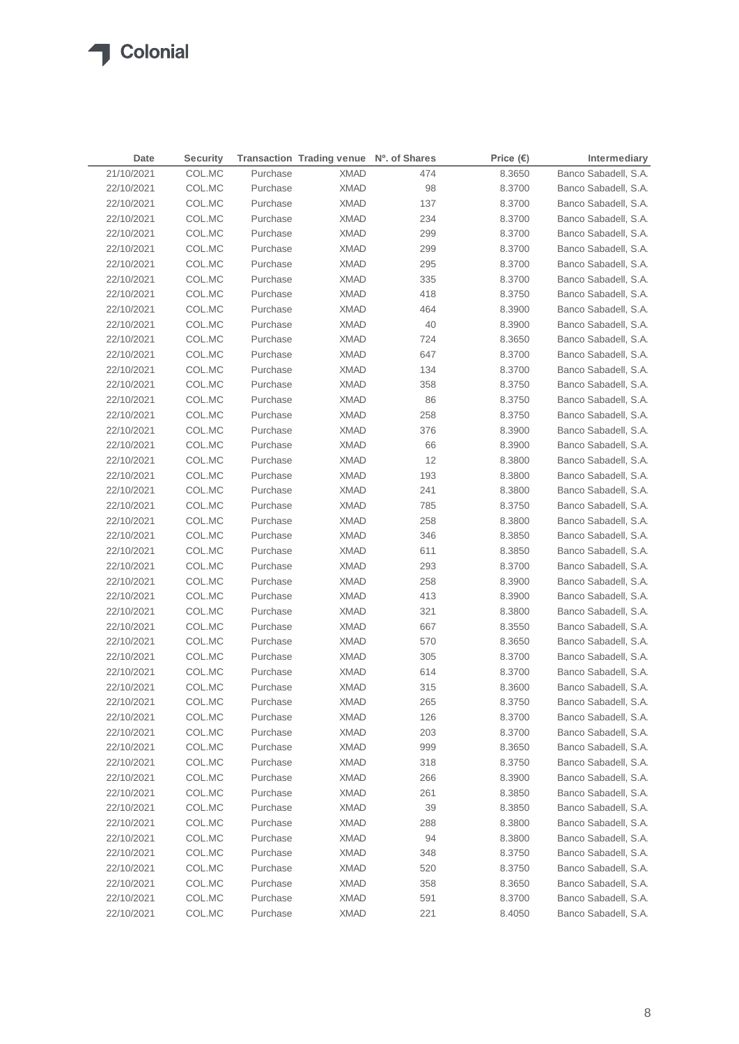| Date | Security | Transaction | Trading venue | Nº. of Shares | Price (€) | Intermediary |
|---|---|---|---|---|---|---|
| 21/10/2021 | COL.MC | Purchase | XMAD | 474 | 8.3650 | Banco Sabadell, S.A. |
| 22/10/2021 | COL.MC | Purchase | XMAD | 98 | 8.3700 | Banco Sabadell, S.A. |
| 22/10/2021 | COL.MC | Purchase | XMAD | 137 | 8.3700 | Banco Sabadell, S.A. |
| 22/10/2021 | COL.MC | Purchase | XMAD | 234 | 8.3700 | Banco Sabadell, S.A. |
| 22/10/2021 | COL.MC | Purchase | XMAD | 299 | 8.3700 | Banco Sabadell, S.A. |
| 22/10/2021 | COL.MC | Purchase | XMAD | 299 | 8.3700 | Banco Sabadell, S.A. |
| 22/10/2021 | COL.MC | Purchase | XMAD | 295 | 8.3700 | Banco Sabadell, S.A. |
| 22/10/2021 | COL.MC | Purchase | XMAD | 335 | 8.3700 | Banco Sabadell, S.A. |
| 22/10/2021 | COL.MC | Purchase | XMAD | 418 | 8.3750 | Banco Sabadell, S.A. |
| 22/10/2021 | COL.MC | Purchase | XMAD | 464 | 8.3900 | Banco Sabadell, S.A. |
| 22/10/2021 | COL.MC | Purchase | XMAD | 40 | 8.3900 | Banco Sabadell, S.A. |
| 22/10/2021 | COL.MC | Purchase | XMAD | 724 | 8.3650 | Banco Sabadell, S.A. |
| 22/10/2021 | COL.MC | Purchase | XMAD | 647 | 8.3700 | Banco Sabadell, S.A. |
| 22/10/2021 | COL.MC | Purchase | XMAD | 134 | 8.3700 | Banco Sabadell, S.A. |
| 22/10/2021 | COL.MC | Purchase | XMAD | 358 | 8.3750 | Banco Sabadell, S.A. |
| 22/10/2021 | COL.MC | Purchase | XMAD | 86 | 8.3750 | Banco Sabadell, S.A. |
| 22/10/2021 | COL.MC | Purchase | XMAD | 258 | 8.3750 | Banco Sabadell, S.A. |
| 22/10/2021 | COL.MC | Purchase | XMAD | 376 | 8.3900 | Banco Sabadell, S.A. |
| 22/10/2021 | COL.MC | Purchase | XMAD | 66 | 8.3900 | Banco Sabadell, S.A. |
| 22/10/2021 | COL.MC | Purchase | XMAD | 12 | 8.3800 | Banco Sabadell, S.A. |
| 22/10/2021 | COL.MC | Purchase | XMAD | 193 | 8.3800 | Banco Sabadell, S.A. |
| 22/10/2021 | COL.MC | Purchase | XMAD | 241 | 8.3800 | Banco Sabadell, S.A. |
| 22/10/2021 | COL.MC | Purchase | XMAD | 785 | 8.3750 | Banco Sabadell, S.A. |
| 22/10/2021 | COL.MC | Purchase | XMAD | 258 | 8.3800 | Banco Sabadell, S.A. |
| 22/10/2021 | COL.MC | Purchase | XMAD | 346 | 8.3850 | Banco Sabadell, S.A. |
| 22/10/2021 | COL.MC | Purchase | XMAD | 611 | 8.3850 | Banco Sabadell, S.A. |
| 22/10/2021 | COL.MC | Purchase | XMAD | 293 | 8.3700 | Banco Sabadell, S.A. |
| 22/10/2021 | COL.MC | Purchase | XMAD | 258 | 8.3900 | Banco Sabadell, S.A. |
| 22/10/2021 | COL.MC | Purchase | XMAD | 413 | 8.3900 | Banco Sabadell, S.A. |
| 22/10/2021 | COL.MC | Purchase | XMAD | 321 | 8.3800 | Banco Sabadell, S.A. |
| 22/10/2021 | COL.MC | Purchase | XMAD | 667 | 8.3550 | Banco Sabadell, S.A. |
| 22/10/2021 | COL.MC | Purchase | XMAD | 570 | 8.3650 | Banco Sabadell, S.A. |
| 22/10/2021 | COL.MC | Purchase | XMAD | 305 | 8.3700 | Banco Sabadell, S.A. |
| 22/10/2021 | COL.MC | Purchase | XMAD | 614 | 8.3700 | Banco Sabadell, S.A. |
| 22/10/2021 | COL.MC | Purchase | XMAD | 315 | 8.3600 | Banco Sabadell, S.A. |
| 22/10/2021 | COL.MC | Purchase | XMAD | 265 | 8.3750 | Banco Sabadell, S.A. |
| 22/10/2021 | COL.MC | Purchase | XMAD | 126 | 8.3700 | Banco Sabadell, S.A. |
| 22/10/2021 | COL.MC | Purchase | XMAD | 203 | 8.3700 | Banco Sabadell, S.A. |
| 22/10/2021 | COL.MC | Purchase | XMAD | 999 | 8.3650 | Banco Sabadell, S.A. |
| 22/10/2021 | COL.MC | Purchase | XMAD | 318 | 8.3750 | Banco Sabadell, S.A. |
| 22/10/2021 | COL.MC | Purchase | XMAD | 266 | 8.3900 | Banco Sabadell, S.A. |
| 22/10/2021 | COL.MC | Purchase | XMAD | 261 | 8.3850 | Banco Sabadell, S.A. |
| 22/10/2021 | COL.MC | Purchase | XMAD | 39 | 8.3850 | Banco Sabadell, S.A. |
| 22/10/2021 | COL.MC | Purchase | XMAD | 288 | 8.3800 | Banco Sabadell, S.A. |
| 22/10/2021 | COL.MC | Purchase | XMAD | 94 | 8.3800 | Banco Sabadell, S.A. |
| 22/10/2021 | COL.MC | Purchase | XMAD | 348 | 8.3750 | Banco Sabadell, S.A. |
| 22/10/2021 | COL.MC | Purchase | XMAD | 520 | 8.3750 | Banco Sabadell, S.A. |
| 22/10/2021 | COL.MC | Purchase | XMAD | 358 | 8.3650 | Banco Sabadell, S.A. |
| 22/10/2021 | COL.MC | Purchase | XMAD | 591 | 8.3700 | Banco Sabadell, S.A. |
| 22/10/2021 | COL.MC | Purchase | XMAD | 221 | 8.4050 | Banco Sabadell, S.A. |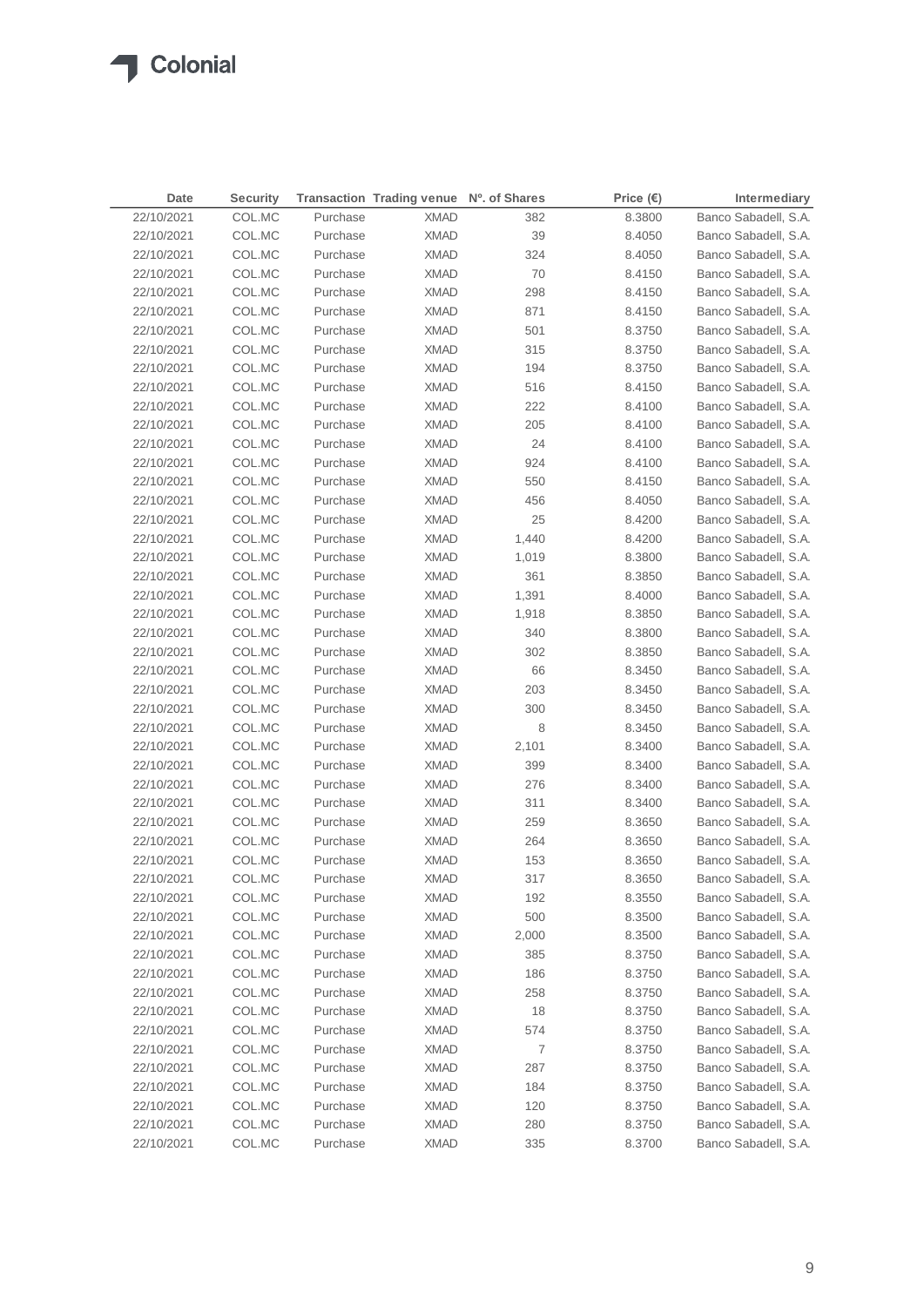| Date | Security | Transaction | Trading venue | Nº. of Shares | Price (€) | Intermediary |
|---|---|---|---|---|---|---|
| 22/10/2021 | COL.MC | Purchase | XMAD | 382 | 8.3800 | Banco Sabadell, S.A. |
| 22/10/2021 | COL.MC | Purchase | XMAD | 39 | 8.4050 | Banco Sabadell, S.A. |
| 22/10/2021 | COL.MC | Purchase | XMAD | 324 | 8.4050 | Banco Sabadell, S.A. |
| 22/10/2021 | COL.MC | Purchase | XMAD | 70 | 8.4150 | Banco Sabadell, S.A. |
| 22/10/2021 | COL.MC | Purchase | XMAD | 298 | 8.4150 | Banco Sabadell, S.A. |
| 22/10/2021 | COL.MC | Purchase | XMAD | 871 | 8.4150 | Banco Sabadell, S.A. |
| 22/10/2021 | COL.MC | Purchase | XMAD | 501 | 8.3750 | Banco Sabadell, S.A. |
| 22/10/2021 | COL.MC | Purchase | XMAD | 315 | 8.3750 | Banco Sabadell, S.A. |
| 22/10/2021 | COL.MC | Purchase | XMAD | 194 | 8.3750 | Banco Sabadell, S.A. |
| 22/10/2021 | COL.MC | Purchase | XMAD | 516 | 8.4150 | Banco Sabadell, S.A. |
| 22/10/2021 | COL.MC | Purchase | XMAD | 222 | 8.4100 | Banco Sabadell, S.A. |
| 22/10/2021 | COL.MC | Purchase | XMAD | 205 | 8.4100 | Banco Sabadell, S.A. |
| 22/10/2021 | COL.MC | Purchase | XMAD | 24 | 8.4100 | Banco Sabadell, S.A. |
| 22/10/2021 | COL.MC | Purchase | XMAD | 924 | 8.4100 | Banco Sabadell, S.A. |
| 22/10/2021 | COL.MC | Purchase | XMAD | 550 | 8.4150 | Banco Sabadell, S.A. |
| 22/10/2021 | COL.MC | Purchase | XMAD | 456 | 8.4050 | Banco Sabadell, S.A. |
| 22/10/2021 | COL.MC | Purchase | XMAD | 25 | 8.4200 | Banco Sabadell, S.A. |
| 22/10/2021 | COL.MC | Purchase | XMAD | 1,440 | 8.4200 | Banco Sabadell, S.A. |
| 22/10/2021 | COL.MC | Purchase | XMAD | 1,019 | 8.3800 | Banco Sabadell, S.A. |
| 22/10/2021 | COL.MC | Purchase | XMAD | 361 | 8.3850 | Banco Sabadell, S.A. |
| 22/10/2021 | COL.MC | Purchase | XMAD | 1,391 | 8.4000 | Banco Sabadell, S.A. |
| 22/10/2021 | COL.MC | Purchase | XMAD | 1,918 | 8.3850 | Banco Sabadell, S.A. |
| 22/10/2021 | COL.MC | Purchase | XMAD | 340 | 8.3800 | Banco Sabadell, S.A. |
| 22/10/2021 | COL.MC | Purchase | XMAD | 302 | 8.3850 | Banco Sabadell, S.A. |
| 22/10/2021 | COL.MC | Purchase | XMAD | 66 | 8.3450 | Banco Sabadell, S.A. |
| 22/10/2021 | COL.MC | Purchase | XMAD | 203 | 8.3450 | Banco Sabadell, S.A. |
| 22/10/2021 | COL.MC | Purchase | XMAD | 300 | 8.3450 | Banco Sabadell, S.A. |
| 22/10/2021 | COL.MC | Purchase | XMAD | 8 | 8.3450 | Banco Sabadell, S.A. |
| 22/10/2021 | COL.MC | Purchase | XMAD | 2,101 | 8.3400 | Banco Sabadell, S.A. |
| 22/10/2021 | COL.MC | Purchase | XMAD | 399 | 8.3400 | Banco Sabadell, S.A. |
| 22/10/2021 | COL.MC | Purchase | XMAD | 276 | 8.3400 | Banco Sabadell, S.A. |
| 22/10/2021 | COL.MC | Purchase | XMAD | 311 | 8.3400 | Banco Sabadell, S.A. |
| 22/10/2021 | COL.MC | Purchase | XMAD | 259 | 8.3650 | Banco Sabadell, S.A. |
| 22/10/2021 | COL.MC | Purchase | XMAD | 264 | 8.3650 | Banco Sabadell, S.A. |
| 22/10/2021 | COL.MC | Purchase | XMAD | 153 | 8.3650 | Banco Sabadell, S.A. |
| 22/10/2021 | COL.MC | Purchase | XMAD | 317 | 8.3650 | Banco Sabadell, S.A. |
| 22/10/2021 | COL.MC | Purchase | XMAD | 192 | 8.3550 | Banco Sabadell, S.A. |
| 22/10/2021 | COL.MC | Purchase | XMAD | 500 | 8.3500 | Banco Sabadell, S.A. |
| 22/10/2021 | COL.MC | Purchase | XMAD | 2,000 | 8.3500 | Banco Sabadell, S.A. |
| 22/10/2021 | COL.MC | Purchase | XMAD | 385 | 8.3750 | Banco Sabadell, S.A. |
| 22/10/2021 | COL.MC | Purchase | XMAD | 186 | 8.3750 | Banco Sabadell, S.A. |
| 22/10/2021 | COL.MC | Purchase | XMAD | 258 | 8.3750 | Banco Sabadell, S.A. |
| 22/10/2021 | COL.MC | Purchase | XMAD | 18 | 8.3750 | Banco Sabadell, S.A. |
| 22/10/2021 | COL.MC | Purchase | XMAD | 574 | 8.3750 | Banco Sabadell, S.A. |
| 22/10/2021 | COL.MC | Purchase | XMAD | 7 | 8.3750 | Banco Sabadell, S.A. |
| 22/10/2021 | COL.MC | Purchase | XMAD | 287 | 8.3750 | Banco Sabadell, S.A. |
| 22/10/2021 | COL.MC | Purchase | XMAD | 184 | 8.3750 | Banco Sabadell, S.A. |
| 22/10/2021 | COL.MC | Purchase | XMAD | 120 | 8.3750 | Banco Sabadell, S.A. |
| 22/10/2021 | COL.MC | Purchase | XMAD | 280 | 8.3750 | Banco Sabadell, S.A. |
| 22/10/2021 | COL.MC | Purchase | XMAD | 335 | 8.3700 | Banco Sabadell, S.A. |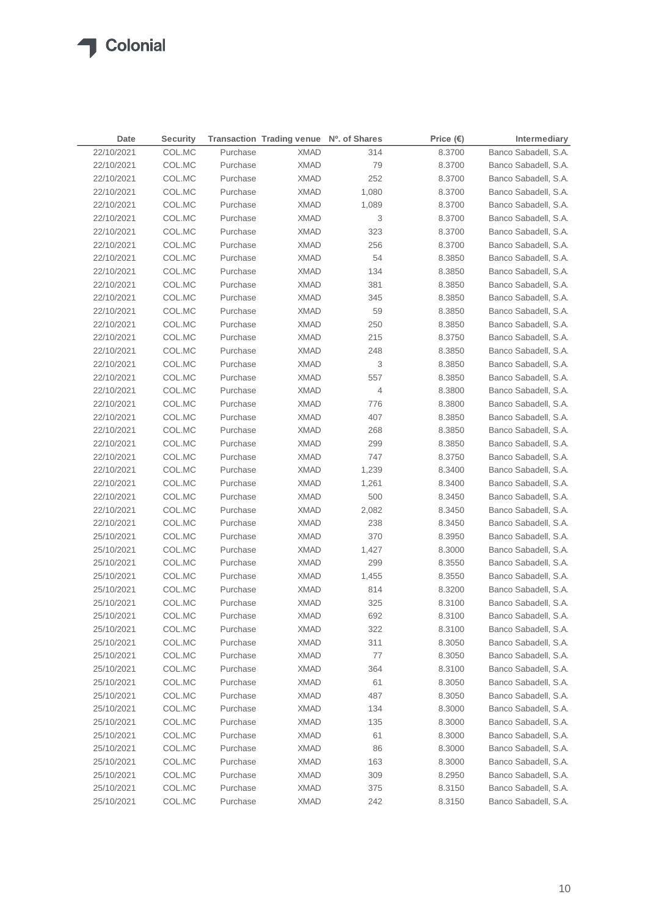| Date | Security | Transaction | Trading venue | Nº. of Shares | Price (€) | Intermediary |
|---|---|---|---|---|---|---|
| 22/10/2021 | COL.MC | Purchase | XMAD | 314 | 8.3700 | Banco Sabadell, S.A. |
| 22/10/2021 | COL.MC | Purchase | XMAD | 79 | 8.3700 | Banco Sabadell, S.A. |
| 22/10/2021 | COL.MC | Purchase | XMAD | 252 | 8.3700 | Banco Sabadell, S.A. |
| 22/10/2021 | COL.MC | Purchase | XMAD | 1,080 | 8.3700 | Banco Sabadell, S.A. |
| 22/10/2021 | COL.MC | Purchase | XMAD | 1,089 | 8.3700 | Banco Sabadell, S.A. |
| 22/10/2021 | COL.MC | Purchase | XMAD | 3 | 8.3700 | Banco Sabadell, S.A. |
| 22/10/2021 | COL.MC | Purchase | XMAD | 323 | 8.3700 | Banco Sabadell, S.A. |
| 22/10/2021 | COL.MC | Purchase | XMAD | 256 | 8.3700 | Banco Sabadell, S.A. |
| 22/10/2021 | COL.MC | Purchase | XMAD | 54 | 8.3850 | Banco Sabadell, S.A. |
| 22/10/2021 | COL.MC | Purchase | XMAD | 134 | 8.3850 | Banco Sabadell, S.A. |
| 22/10/2021 | COL.MC | Purchase | XMAD | 381 | 8.3850 | Banco Sabadell, S.A. |
| 22/10/2021 | COL.MC | Purchase | XMAD | 345 | 8.3850 | Banco Sabadell, S.A. |
| 22/10/2021 | COL.MC | Purchase | XMAD | 59 | 8.3850 | Banco Sabadell, S.A. |
| 22/10/2021 | COL.MC | Purchase | XMAD | 250 | 8.3850 | Banco Sabadell, S.A. |
| 22/10/2021 | COL.MC | Purchase | XMAD | 215 | 8.3750 | Banco Sabadell, S.A. |
| 22/10/2021 | COL.MC | Purchase | XMAD | 248 | 8.3850 | Banco Sabadell, S.A. |
| 22/10/2021 | COL.MC | Purchase | XMAD | 3 | 8.3850 | Banco Sabadell, S.A. |
| 22/10/2021 | COL.MC | Purchase | XMAD | 557 | 8.3850 | Banco Sabadell, S.A. |
| 22/10/2021 | COL.MC | Purchase | XMAD | 4 | 8.3800 | Banco Sabadell, S.A. |
| 22/10/2021 | COL.MC | Purchase | XMAD | 776 | 8.3800 | Banco Sabadell, S.A. |
| 22/10/2021 | COL.MC | Purchase | XMAD | 407 | 8.3850 | Banco Sabadell, S.A. |
| 22/10/2021 | COL.MC | Purchase | XMAD | 268 | 8.3850 | Banco Sabadell, S.A. |
| 22/10/2021 | COL.MC | Purchase | XMAD | 299 | 8.3850 | Banco Sabadell, S.A. |
| 22/10/2021 | COL.MC | Purchase | XMAD | 747 | 8.3750 | Banco Sabadell, S.A. |
| 22/10/2021 | COL.MC | Purchase | XMAD | 1,239 | 8.3400 | Banco Sabadell, S.A. |
| 22/10/2021 | COL.MC | Purchase | XMAD | 1,261 | 8.3400 | Banco Sabadell, S.A. |
| 22/10/2021 | COL.MC | Purchase | XMAD | 500 | 8.3450 | Banco Sabadell, S.A. |
| 22/10/2021 | COL.MC | Purchase | XMAD | 2,082 | 8.3450 | Banco Sabadell, S.A. |
| 22/10/2021 | COL.MC | Purchase | XMAD | 238 | 8.3450 | Banco Sabadell, S.A. |
| 25/10/2021 | COL.MC | Purchase | XMAD | 370 | 8.3950 | Banco Sabadell, S.A. |
| 25/10/2021 | COL.MC | Purchase | XMAD | 1,427 | 8.3000 | Banco Sabadell, S.A. |
| 25/10/2021 | COL.MC | Purchase | XMAD | 299 | 8.3550 | Banco Sabadell, S.A. |
| 25/10/2021 | COL.MC | Purchase | XMAD | 1,455 | 8.3550 | Banco Sabadell, S.A. |
| 25/10/2021 | COL.MC | Purchase | XMAD | 814 | 8.3200 | Banco Sabadell, S.A. |
| 25/10/2021 | COL.MC | Purchase | XMAD | 325 | 8.3100 | Banco Sabadell, S.A. |
| 25/10/2021 | COL.MC | Purchase | XMAD | 692 | 8.3100 | Banco Sabadell, S.A. |
| 25/10/2021 | COL.MC | Purchase | XMAD | 322 | 8.3100 | Banco Sabadell, S.A. |
| 25/10/2021 | COL.MC | Purchase | XMAD | 311 | 8.3050 | Banco Sabadell, S.A. |
| 25/10/2021 | COL.MC | Purchase | XMAD | 77 | 8.3050 | Banco Sabadell, S.A. |
| 25/10/2021 | COL.MC | Purchase | XMAD | 364 | 8.3100 | Banco Sabadell, S.A. |
| 25/10/2021 | COL.MC | Purchase | XMAD | 61 | 8.3050 | Banco Sabadell, S.A. |
| 25/10/2021 | COL.MC | Purchase | XMAD | 487 | 8.3050 | Banco Sabadell, S.A. |
| 25/10/2021 | COL.MC | Purchase | XMAD | 134 | 8.3000 | Banco Sabadell, S.A. |
| 25/10/2021 | COL.MC | Purchase | XMAD | 135 | 8.3000 | Banco Sabadell, S.A. |
| 25/10/2021 | COL.MC | Purchase | XMAD | 61 | 8.3000 | Banco Sabadell, S.A. |
| 25/10/2021 | COL.MC | Purchase | XMAD | 86 | 8.3000 | Banco Sabadell, S.A. |
| 25/10/2021 | COL.MC | Purchase | XMAD | 163 | 8.3000 | Banco Sabadell, S.A. |
| 25/10/2021 | COL.MC | Purchase | XMAD | 309 | 8.2950 | Banco Sabadell, S.A. |
| 25/10/2021 | COL.MC | Purchase | XMAD | 375 | 8.3150 | Banco Sabadell, S.A. |
| 25/10/2021 | COL.MC | Purchase | XMAD | 242 | 8.3150 | Banco Sabadell, S.A. |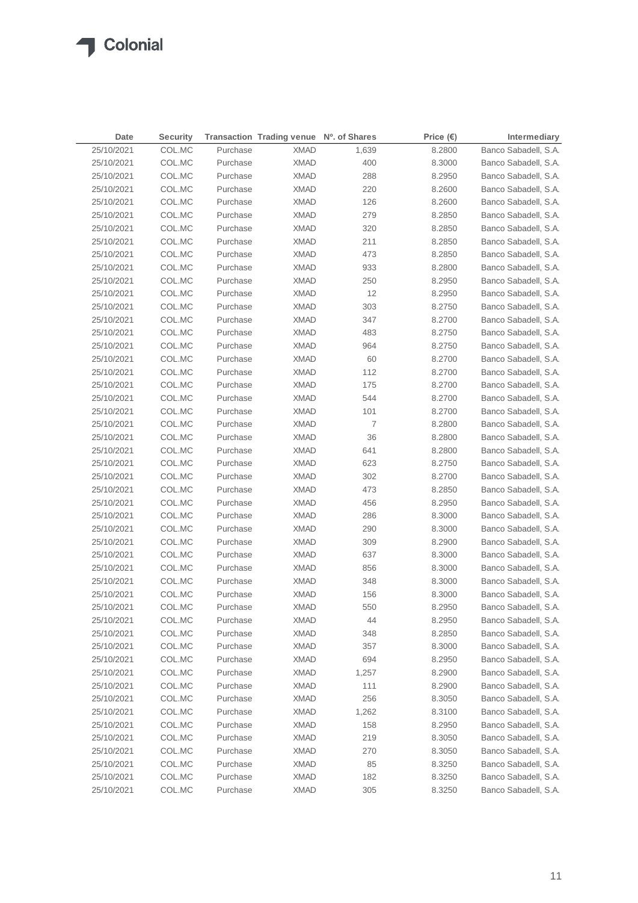| Date | Security | Transaction | Trading venue | Nº. of Shares | Price (€) | Intermediary |
|---|---|---|---|---|---|---|
| 25/10/2021 | COL.MC | Purchase | XMAD | 1,639 | 8.2800 | Banco Sabadell, S.A. |
| 25/10/2021 | COL.MC | Purchase | XMAD | 400 | 8.3000 | Banco Sabadell, S.A. |
| 25/10/2021 | COL.MC | Purchase | XMAD | 288 | 8.2950 | Banco Sabadell, S.A. |
| 25/10/2021 | COL.MC | Purchase | XMAD | 220 | 8.2600 | Banco Sabadell, S.A. |
| 25/10/2021 | COL.MC | Purchase | XMAD | 126 | 8.2600 | Banco Sabadell, S.A. |
| 25/10/2021 | COL.MC | Purchase | XMAD | 279 | 8.2850 | Banco Sabadell, S.A. |
| 25/10/2021 | COL.MC | Purchase | XMAD | 320 | 8.2850 | Banco Sabadell, S.A. |
| 25/10/2021 | COL.MC | Purchase | XMAD | 211 | 8.2850 | Banco Sabadell, S.A. |
| 25/10/2021 | COL.MC | Purchase | XMAD | 473 | 8.2850 | Banco Sabadell, S.A. |
| 25/10/2021 | COL.MC | Purchase | XMAD | 933 | 8.2800 | Banco Sabadell, S.A. |
| 25/10/2021 | COL.MC | Purchase | XMAD | 250 | 8.2950 | Banco Sabadell, S.A. |
| 25/10/2021 | COL.MC | Purchase | XMAD | 12 | 8.2950 | Banco Sabadell, S.A. |
| 25/10/2021 | COL.MC | Purchase | XMAD | 303 | 8.2750 | Banco Sabadell, S.A. |
| 25/10/2021 | COL.MC | Purchase | XMAD | 347 | 8.2700 | Banco Sabadell, S.A. |
| 25/10/2021 | COL.MC | Purchase | XMAD | 483 | 8.2750 | Banco Sabadell, S.A. |
| 25/10/2021 | COL.MC | Purchase | XMAD | 964 | 8.2750 | Banco Sabadell, S.A. |
| 25/10/2021 | COL.MC | Purchase | XMAD | 60 | 8.2700 | Banco Sabadell, S.A. |
| 25/10/2021 | COL.MC | Purchase | XMAD | 112 | 8.2700 | Banco Sabadell, S.A. |
| 25/10/2021 | COL.MC | Purchase | XMAD | 175 | 8.2700 | Banco Sabadell, S.A. |
| 25/10/2021 | COL.MC | Purchase | XMAD | 544 | 8.2700 | Banco Sabadell, S.A. |
| 25/10/2021 | COL.MC | Purchase | XMAD | 101 | 8.2700 | Banco Sabadell, S.A. |
| 25/10/2021 | COL.MC | Purchase | XMAD | 7 | 8.2800 | Banco Sabadell, S.A. |
| 25/10/2021 | COL.MC | Purchase | XMAD | 36 | 8.2800 | Banco Sabadell, S.A. |
| 25/10/2021 | COL.MC | Purchase | XMAD | 641 | 8.2800 | Banco Sabadell, S.A. |
| 25/10/2021 | COL.MC | Purchase | XMAD | 623 | 8.2750 | Banco Sabadell, S.A. |
| 25/10/2021 | COL.MC | Purchase | XMAD | 302 | 8.2700 | Banco Sabadell, S.A. |
| 25/10/2021 | COL.MC | Purchase | XMAD | 473 | 8.2850 | Banco Sabadell, S.A. |
| 25/10/2021 | COL.MC | Purchase | XMAD | 456 | 8.2950 | Banco Sabadell, S.A. |
| 25/10/2021 | COL.MC | Purchase | XMAD | 286 | 8.3000 | Banco Sabadell, S.A. |
| 25/10/2021 | COL.MC | Purchase | XMAD | 290 | 8.3000 | Banco Sabadell, S.A. |
| 25/10/2021 | COL.MC | Purchase | XMAD | 309 | 8.2900 | Banco Sabadell, S.A. |
| 25/10/2021 | COL.MC | Purchase | XMAD | 637 | 8.3000 | Banco Sabadell, S.A. |
| 25/10/2021 | COL.MC | Purchase | XMAD | 856 | 8.3000 | Banco Sabadell, S.A. |
| 25/10/2021 | COL.MC | Purchase | XMAD | 348 | 8.3000 | Banco Sabadell, S.A. |
| 25/10/2021 | COL.MC | Purchase | XMAD | 156 | 8.3000 | Banco Sabadell, S.A. |
| 25/10/2021 | COL.MC | Purchase | XMAD | 550 | 8.2950 | Banco Sabadell, S.A. |
| 25/10/2021 | COL.MC | Purchase | XMAD | 44 | 8.2950 | Banco Sabadell, S.A. |
| 25/10/2021 | COL.MC | Purchase | XMAD | 348 | 8.2850 | Banco Sabadell, S.A. |
| 25/10/2021 | COL.MC | Purchase | XMAD | 357 | 8.3000 | Banco Sabadell, S.A. |
| 25/10/2021 | COL.MC | Purchase | XMAD | 694 | 8.2950 | Banco Sabadell, S.A. |
| 25/10/2021 | COL.MC | Purchase | XMAD | 1,257 | 8.2900 | Banco Sabadell, S.A. |
| 25/10/2021 | COL.MC | Purchase | XMAD | 111 | 8.2900 | Banco Sabadell, S.A. |
| 25/10/2021 | COL.MC | Purchase | XMAD | 256 | 8.3050 | Banco Sabadell, S.A. |
| 25/10/2021 | COL.MC | Purchase | XMAD | 1,262 | 8.3100 | Banco Sabadell, S.A. |
| 25/10/2021 | COL.MC | Purchase | XMAD | 158 | 8.2950 | Banco Sabadell, S.A. |
| 25/10/2021 | COL.MC | Purchase | XMAD | 219 | 8.3050 | Banco Sabadell, S.A. |
| 25/10/2021 | COL.MC | Purchase | XMAD | 270 | 8.3050 | Banco Sabadell, S.A. |
| 25/10/2021 | COL.MC | Purchase | XMAD | 85 | 8.3250 | Banco Sabadell, S.A. |
| 25/10/2021 | COL.MC | Purchase | XMAD | 182 | 8.3250 | Banco Sabadell, S.A. |
| 25/10/2021 | COL.MC | Purchase | XMAD | 305 | 8.3250 | Banco Sabadell, S.A. |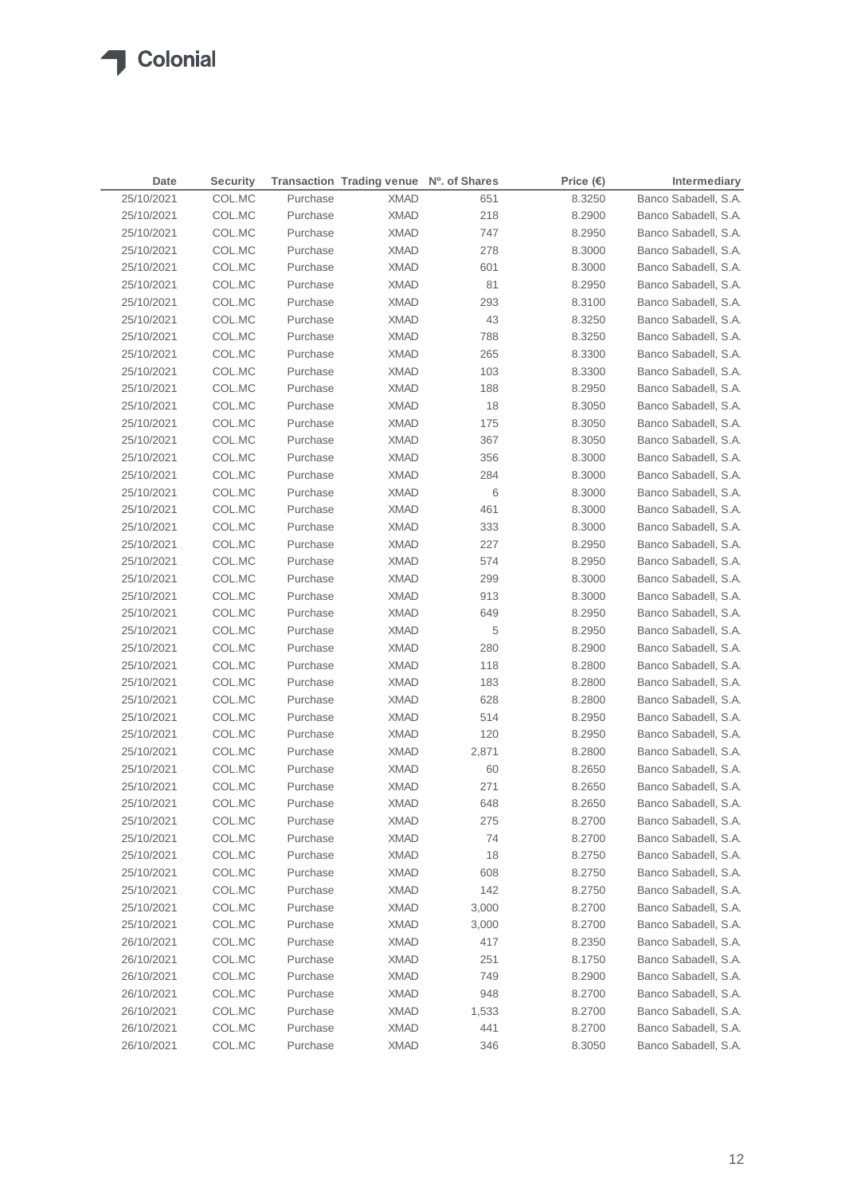| Date | Security | Transaction | Trading venue | Nº. of Shares | Price (€) | Intermediary |
|---|---|---|---|---|---|---|
| 25/10/2021 | COL.MC | Purchase | XMAD | 651 | 8.3250 | Banco Sabadell, S.A. |
| 25/10/2021 | COL.MC | Purchase | XMAD | 218 | 8.2900 | Banco Sabadell, S.A. |
| 25/10/2021 | COL.MC | Purchase | XMAD | 747 | 8.2950 | Banco Sabadell, S.A. |
| 25/10/2021 | COL.MC | Purchase | XMAD | 278 | 8.3000 | Banco Sabadell, S.A. |
| 25/10/2021 | COL.MC | Purchase | XMAD | 601 | 8.3000 | Banco Sabadell, S.A. |
| 25/10/2021 | COL.MC | Purchase | XMAD | 81 | 8.2950 | Banco Sabadell, S.A. |
| 25/10/2021 | COL.MC | Purchase | XMAD | 293 | 8.3100 | Banco Sabadell, S.A. |
| 25/10/2021 | COL.MC | Purchase | XMAD | 43 | 8.3250 | Banco Sabadell, S.A. |
| 25/10/2021 | COL.MC | Purchase | XMAD | 788 | 8.3250 | Banco Sabadell, S.A. |
| 25/10/2021 | COL.MC | Purchase | XMAD | 265 | 8.3300 | Banco Sabadell, S.A. |
| 25/10/2021 | COL.MC | Purchase | XMAD | 103 | 8.3300 | Banco Sabadell, S.A. |
| 25/10/2021 | COL.MC | Purchase | XMAD | 188 | 8.2950 | Banco Sabadell, S.A. |
| 25/10/2021 | COL.MC | Purchase | XMAD | 18 | 8.3050 | Banco Sabadell, S.A. |
| 25/10/2021 | COL.MC | Purchase | XMAD | 175 | 8.3050 | Banco Sabadell, S.A. |
| 25/10/2021 | COL.MC | Purchase | XMAD | 367 | 8.3050 | Banco Sabadell, S.A. |
| 25/10/2021 | COL.MC | Purchase | XMAD | 356 | 8.3000 | Banco Sabadell, S.A. |
| 25/10/2021 | COL.MC | Purchase | XMAD | 284 | 8.3000 | Banco Sabadell, S.A. |
| 25/10/2021 | COL.MC | Purchase | XMAD | 6 | 8.3000 | Banco Sabadell, S.A. |
| 25/10/2021 | COL.MC | Purchase | XMAD | 461 | 8.3000 | Banco Sabadell, S.A. |
| 25/10/2021 | COL.MC | Purchase | XMAD | 333 | 8.3000 | Banco Sabadell, S.A. |
| 25/10/2021 | COL.MC | Purchase | XMAD | 227 | 8.2950 | Banco Sabadell, S.A. |
| 25/10/2021 | COL.MC | Purchase | XMAD | 574 | 8.2950 | Banco Sabadell, S.A. |
| 25/10/2021 | COL.MC | Purchase | XMAD | 299 | 8.3000 | Banco Sabadell, S.A. |
| 25/10/2021 | COL.MC | Purchase | XMAD | 913 | 8.3000 | Banco Sabadell, S.A. |
| 25/10/2021 | COL.MC | Purchase | XMAD | 649 | 8.2950 | Banco Sabadell, S.A. |
| 25/10/2021 | COL.MC | Purchase | XMAD | 5 | 8.2950 | Banco Sabadell, S.A. |
| 25/10/2021 | COL.MC | Purchase | XMAD | 280 | 8.2900 | Banco Sabadell, S.A. |
| 25/10/2021 | COL.MC | Purchase | XMAD | 118 | 8.2800 | Banco Sabadell, S.A. |
| 25/10/2021 | COL.MC | Purchase | XMAD | 183 | 8.2800 | Banco Sabadell, S.A. |
| 25/10/2021 | COL.MC | Purchase | XMAD | 628 | 8.2800 | Banco Sabadell, S.A. |
| 25/10/2021 | COL.MC | Purchase | XMAD | 514 | 8.2950 | Banco Sabadell, S.A. |
| 25/10/2021 | COL.MC | Purchase | XMAD | 120 | 8.2950 | Banco Sabadell, S.A. |
| 25/10/2021 | COL.MC | Purchase | XMAD | 2,871 | 8.2800 | Banco Sabadell, S.A. |
| 25/10/2021 | COL.MC | Purchase | XMAD | 60 | 8.2650 | Banco Sabadell, S.A. |
| 25/10/2021 | COL.MC | Purchase | XMAD | 271 | 8.2650 | Banco Sabadell, S.A. |
| 25/10/2021 | COL.MC | Purchase | XMAD | 648 | 8.2650 | Banco Sabadell, S.A. |
| 25/10/2021 | COL.MC | Purchase | XMAD | 275 | 8.2700 | Banco Sabadell, S.A. |
| 25/10/2021 | COL.MC | Purchase | XMAD | 74 | 8.2700 | Banco Sabadell, S.A. |
| 25/10/2021 | COL.MC | Purchase | XMAD | 18 | 8.2750 | Banco Sabadell, S.A. |
| 25/10/2021 | COL.MC | Purchase | XMAD | 608 | 8.2750 | Banco Sabadell, S.A. |
| 25/10/2021 | COL.MC | Purchase | XMAD | 142 | 8.2750 | Banco Sabadell, S.A. |
| 25/10/2021 | COL.MC | Purchase | XMAD | 3,000 | 8.2700 | Banco Sabadell, S.A. |
| 25/10/2021 | COL.MC | Purchase | XMAD | 3,000 | 8.2700 | Banco Sabadell, S.A. |
| 26/10/2021 | COL.MC | Purchase | XMAD | 417 | 8.2350 | Banco Sabadell, S.A. |
| 26/10/2021 | COL.MC | Purchase | XMAD | 251 | 8.1750 | Banco Sabadell, S.A. |
| 26/10/2021 | COL.MC | Purchase | XMAD | 749 | 8.2900 | Banco Sabadell, S.A. |
| 26/10/2021 | COL.MC | Purchase | XMAD | 948 | 8.2700 | Banco Sabadell, S.A. |
| 26/10/2021 | COL.MC | Purchase | XMAD | 1,533 | 8.2700 | Banco Sabadell, S.A. |
| 26/10/2021 | COL.MC | Purchase | XMAD | 441 | 8.2700 | Banco Sabadell, S.A. |
| 26/10/2021 | COL.MC | Purchase | XMAD | 346 | 8.3050 | Banco Sabadell, S.A. |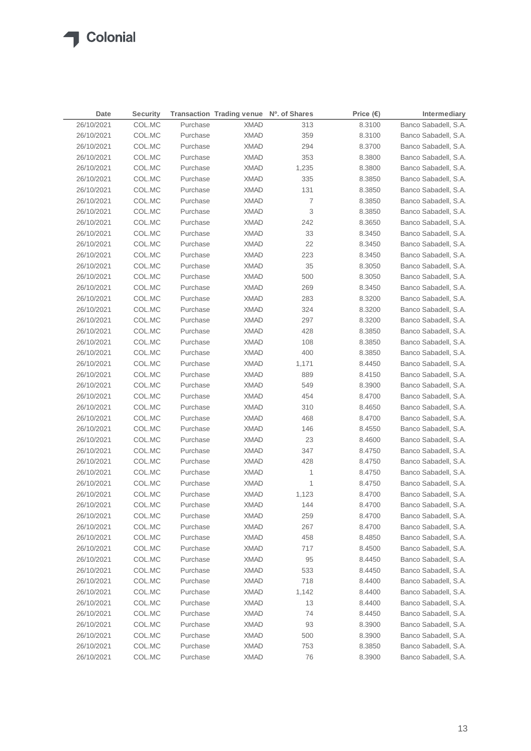| Date | Security | Transaction | Trading venue | Nº. of Shares | Price (€) | Intermediary |
|---|---|---|---|---|---|---|
| 26/10/2021 | COL.MC | Purchase | XMAD | 313 | 8.3100 | Banco Sabadell, S.A. |
| 26/10/2021 | COL.MC | Purchase | XMAD | 359 | 8.3100 | Banco Sabadell, S.A. |
| 26/10/2021 | COL.MC | Purchase | XMAD | 294 | 8.3700 | Banco Sabadell, S.A. |
| 26/10/2021 | COL.MC | Purchase | XMAD | 353 | 8.3800 | Banco Sabadell, S.A. |
| 26/10/2021 | COL.MC | Purchase | XMAD | 1,235 | 8.3800 | Banco Sabadell, S.A. |
| 26/10/2021 | COL.MC | Purchase | XMAD | 335 | 8.3850 | Banco Sabadell, S.A. |
| 26/10/2021 | COL.MC | Purchase | XMAD | 131 | 8.3850 | Banco Sabadell, S.A. |
| 26/10/2021 | COL.MC | Purchase | XMAD | 7 | 8.3850 | Banco Sabadell, S.A. |
| 26/10/2021 | COL.MC | Purchase | XMAD | 3 | 8.3850 | Banco Sabadell, S.A. |
| 26/10/2021 | COL.MC | Purchase | XMAD | 242 | 8.3650 | Banco Sabadell, S.A. |
| 26/10/2021 | COL.MC | Purchase | XMAD | 33 | 8.3450 | Banco Sabadell, S.A. |
| 26/10/2021 | COL.MC | Purchase | XMAD | 22 | 8.3450 | Banco Sabadell, S.A. |
| 26/10/2021 | COL.MC | Purchase | XMAD | 223 | 8.3450 | Banco Sabadell, S.A. |
| 26/10/2021 | COL.MC | Purchase | XMAD | 35 | 8.3050 | Banco Sabadell, S.A. |
| 26/10/2021 | COL.MC | Purchase | XMAD | 500 | 8.3050 | Banco Sabadell, S.A. |
| 26/10/2021 | COL.MC | Purchase | XMAD | 269 | 8.3450 | Banco Sabadell, S.A. |
| 26/10/2021 | COL.MC | Purchase | XMAD | 283 | 8.3200 | Banco Sabadell, S.A. |
| 26/10/2021 | COL.MC | Purchase | XMAD | 324 | 8.3200 | Banco Sabadell, S.A. |
| 26/10/2021 | COL.MC | Purchase | XMAD | 297 | 8.3200 | Banco Sabadell, S.A. |
| 26/10/2021 | COL.MC | Purchase | XMAD | 428 | 8.3850 | Banco Sabadell, S.A. |
| 26/10/2021 | COL.MC | Purchase | XMAD | 108 | 8.3850 | Banco Sabadell, S.A. |
| 26/10/2021 | COL.MC | Purchase | XMAD | 400 | 8.3850 | Banco Sabadell, S.A. |
| 26/10/2021 | COL.MC | Purchase | XMAD | 1,171 | 8.4450 | Banco Sabadell, S.A. |
| 26/10/2021 | COL.MC | Purchase | XMAD | 889 | 8.4150 | Banco Sabadell, S.A. |
| 26/10/2021 | COL.MC | Purchase | XMAD | 549 | 8.3900 | Banco Sabadell, S.A. |
| 26/10/2021 | COL.MC | Purchase | XMAD | 454 | 8.4700 | Banco Sabadell, S.A. |
| 26/10/2021 | COL.MC | Purchase | XMAD | 310 | 8.4650 | Banco Sabadell, S.A. |
| 26/10/2021 | COL.MC | Purchase | XMAD | 468 | 8.4700 | Banco Sabadell, S.A. |
| 26/10/2021 | COL.MC | Purchase | XMAD | 146 | 8.4550 | Banco Sabadell, S.A. |
| 26/10/2021 | COL.MC | Purchase | XMAD | 23 | 8.4600 | Banco Sabadell, S.A. |
| 26/10/2021 | COL.MC | Purchase | XMAD | 347 | 8.4750 | Banco Sabadell, S.A. |
| 26/10/2021 | COL.MC | Purchase | XMAD | 428 | 8.4750 | Banco Sabadell, S.A. |
| 26/10/2021 | COL.MC | Purchase | XMAD | 1 | 8.4750 | Banco Sabadell, S.A. |
| 26/10/2021 | COL.MC | Purchase | XMAD | 1 | 8.4750 | Banco Sabadell, S.A. |
| 26/10/2021 | COL.MC | Purchase | XMAD | 1,123 | 8.4700 | Banco Sabadell, S.A. |
| 26/10/2021 | COL.MC | Purchase | XMAD | 144 | 8.4700 | Banco Sabadell, S.A. |
| 26/10/2021 | COL.MC | Purchase | XMAD | 259 | 8.4700 | Banco Sabadell, S.A. |
| 26/10/2021 | COL.MC | Purchase | XMAD | 267 | 8.4700 | Banco Sabadell, S.A. |
| 26/10/2021 | COL.MC | Purchase | XMAD | 458 | 8.4850 | Banco Sabadell, S.A. |
| 26/10/2021 | COL.MC | Purchase | XMAD | 717 | 8.4500 | Banco Sabadell, S.A. |
| 26/10/2021 | COL.MC | Purchase | XMAD | 95 | 8.4450 | Banco Sabadell, S.A. |
| 26/10/2021 | COL.MC | Purchase | XMAD | 533 | 8.4450 | Banco Sabadell, S.A. |
| 26/10/2021 | COL.MC | Purchase | XMAD | 718 | 8.4400 | Banco Sabadell, S.A. |
| 26/10/2021 | COL.MC | Purchase | XMAD | 1,142 | 8.4400 | Banco Sabadell, S.A. |
| 26/10/2021 | COL.MC | Purchase | XMAD | 13 | 8.4400 | Banco Sabadell, S.A. |
| 26/10/2021 | COL.MC | Purchase | XMAD | 74 | 8.4450 | Banco Sabadell, S.A. |
| 26/10/2021 | COL.MC | Purchase | XMAD | 93 | 8.3900 | Banco Sabadell, S.A. |
| 26/10/2021 | COL.MC | Purchase | XMAD | 500 | 8.3900 | Banco Sabadell, S.A. |
| 26/10/2021 | COL.MC | Purchase | XMAD | 753 | 8.3850 | Banco Sabadell, S.A. |
| 26/10/2021 | COL.MC | Purchase | XMAD | 76 | 8.3900 | Banco Sabadell, S.A. |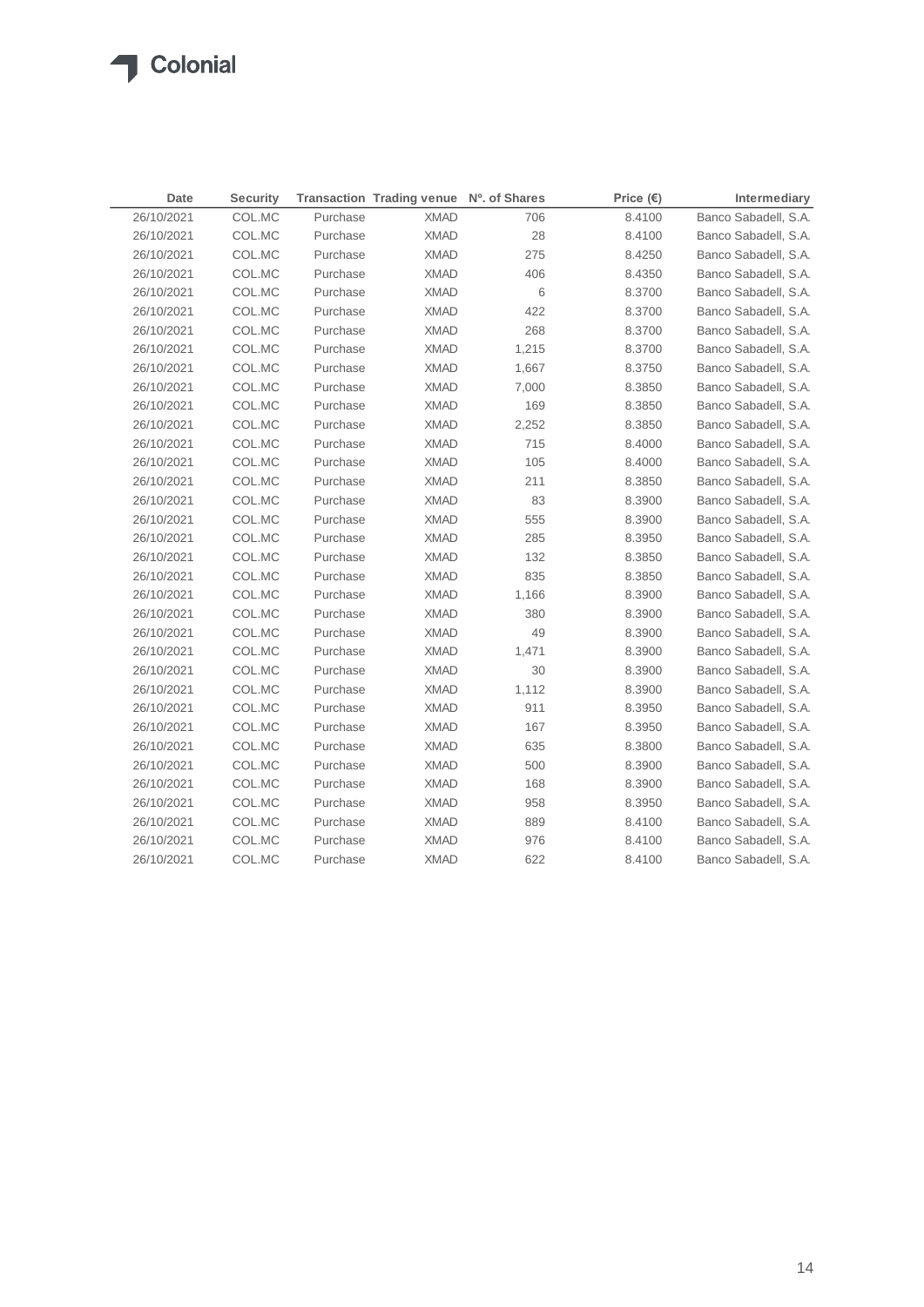| Date | Security | Transaction | Trading venue | Nº. of Shares | Price (€) | Intermediary |
|---|---|---|---|---|---|---|
| 26/10/2021 | COL.MC | Purchase | XMAD | 706 | 8.4100 | Banco Sabadell, S.A. |
| 26/10/2021 | COL.MC | Purchase | XMAD | 28 | 8.4100 | Banco Sabadell, S.A. |
| 26/10/2021 | COL.MC | Purchase | XMAD | 275 | 8.4250 | Banco Sabadell, S.A. |
| 26/10/2021 | COL.MC | Purchase | XMAD | 406 | 8.4350 | Banco Sabadell, S.A. |
| 26/10/2021 | COL.MC | Purchase | XMAD | 6 | 8.3700 | Banco Sabadell, S.A. |
| 26/10/2021 | COL.MC | Purchase | XMAD | 422 | 8.3700 | Banco Sabadell, S.A. |
| 26/10/2021 | COL.MC | Purchase | XMAD | 268 | 8.3700 | Banco Sabadell, S.A. |
| 26/10/2021 | COL.MC | Purchase | XMAD | 1,215 | 8.3700 | Banco Sabadell, S.A. |
| 26/10/2021 | COL.MC | Purchase | XMAD | 1,667 | 8.3750 | Banco Sabadell, S.A. |
| 26/10/2021 | COL.MC | Purchase | XMAD | 7,000 | 8.3850 | Banco Sabadell, S.A. |
| 26/10/2021 | COL.MC | Purchase | XMAD | 169 | 8.3850 | Banco Sabadell, S.A. |
| 26/10/2021 | COL.MC | Purchase | XMAD | 2,252 | 8.3850 | Banco Sabadell, S.A. |
| 26/10/2021 | COL.MC | Purchase | XMAD | 715 | 8.4000 | Banco Sabadell, S.A. |
| 26/10/2021 | COL.MC | Purchase | XMAD | 105 | 8.4000 | Banco Sabadell, S.A. |
| 26/10/2021 | COL.MC | Purchase | XMAD | 211 | 8.3850 | Banco Sabadell, S.A. |
| 26/10/2021 | COL.MC | Purchase | XMAD | 83 | 8.3900 | Banco Sabadell, S.A. |
| 26/10/2021 | COL.MC | Purchase | XMAD | 555 | 8.3900 | Banco Sabadell, S.A. |
| 26/10/2021 | COL.MC | Purchase | XMAD | 285 | 8.3950 | Banco Sabadell, S.A. |
| 26/10/2021 | COL.MC | Purchase | XMAD | 132 | 8.3850 | Banco Sabadell, S.A. |
| 26/10/2021 | COL.MC | Purchase | XMAD | 835 | 8.3850 | Banco Sabadell, S.A. |
| 26/10/2021 | COL.MC | Purchase | XMAD | 1,166 | 8.3900 | Banco Sabadell, S.A. |
| 26/10/2021 | COL.MC | Purchase | XMAD | 380 | 8.3900 | Banco Sabadell, S.A. |
| 26/10/2021 | COL.MC | Purchase | XMAD | 49 | 8.3900 | Banco Sabadell, S.A. |
| 26/10/2021 | COL.MC | Purchase | XMAD | 1,471 | 8.3900 | Banco Sabadell, S.A. |
| 26/10/2021 | COL.MC | Purchase | XMAD | 30 | 8.3900 | Banco Sabadell, S.A. |
| 26/10/2021 | COL.MC | Purchase | XMAD | 1,112 | 8.3900 | Banco Sabadell, S.A. |
| 26/10/2021 | COL.MC | Purchase | XMAD | 911 | 8.3950 | Banco Sabadell, S.A. |
| 26/10/2021 | COL.MC | Purchase | XMAD | 167 | 8.3950 | Banco Sabadell, S.A. |
| 26/10/2021 | COL.MC | Purchase | XMAD | 635 | 8.3800 | Banco Sabadell, S.A. |
| 26/10/2021 | COL.MC | Purchase | XMAD | 500 | 8.3900 | Banco Sabadell, S.A. |
| 26/10/2021 | COL.MC | Purchase | XMAD | 168 | 8.3900 | Banco Sabadell, S.A. |
| 26/10/2021 | COL.MC | Purchase | XMAD | 958 | 8.3950 | Banco Sabadell, S.A. |
| 26/10/2021 | COL.MC | Purchase | XMAD | 889 | 8.4100 | Banco Sabadell, S.A. |
| 26/10/2021 | COL.MC | Purchase | XMAD | 976 | 8.4100 | Banco Sabadell, S.A. |
| 26/10/2021 | COL.MC | Purchase | XMAD | 622 | 8.4100 | Banco Sabadell, S.A. |